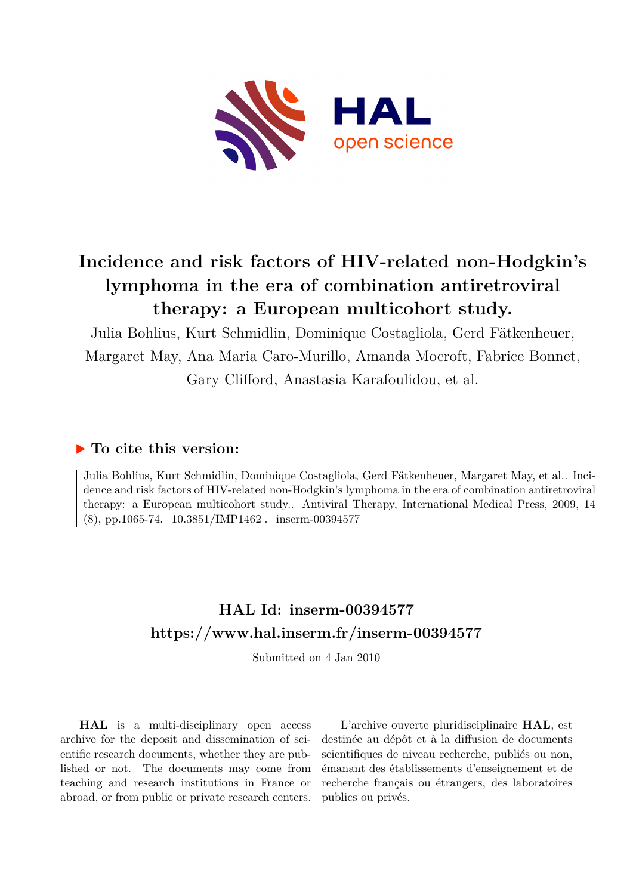# Incidence and risk factors of HIV-related non-Hodgkin's lymphoma in the era of combination antiretroviral therapy: a European multicohort study.

Julia Bohlius, Kurt Schmidlin, Dominique Costagliola, Gerd Fätkenheuer, Margaret May, Ana Maria Caro-Murillo, Amanda Mocroft, Fabrice Bonnet, Gary Clifford, Anastasia Karafoulidou, et al.

### ▶ To cite this version:

Julia Bohlius, Kurt Schmidlin, Dominique Costagliola, Gerd Fätkenheuer, Margaret May, et al.. Incidence and risk factors of HIV-related non-Hodgkin's lymphoma in the era of combination antiretroviral therapy: a European multicohort study.. Antiviral Therapy, International Medical Press, 2009, 14 (8), pp.1065-74. 10.3851/IMP1462 . inserm-00394577

## HAL Id: inserm-00394577
## https://www.hal.inserm.fr/inserm-00394577

Submitted on 4 Jan 2010

**HAL** is a multi-disciplinary open access archive for the deposit and dissemination of scientific research documents, whether they are published or not. The documents may come from teaching and research institutions in France or abroad, or from public or private research centers.

L'archive ouverte pluridisciplinaire **HAL**, est destinée au dépôt et à la diffusion de documents scientifiques de niveau recherche, publiés ou non, émanant des établissements d'enseignement et de recherche français ou étrangers, des laboratoires publics ou privés.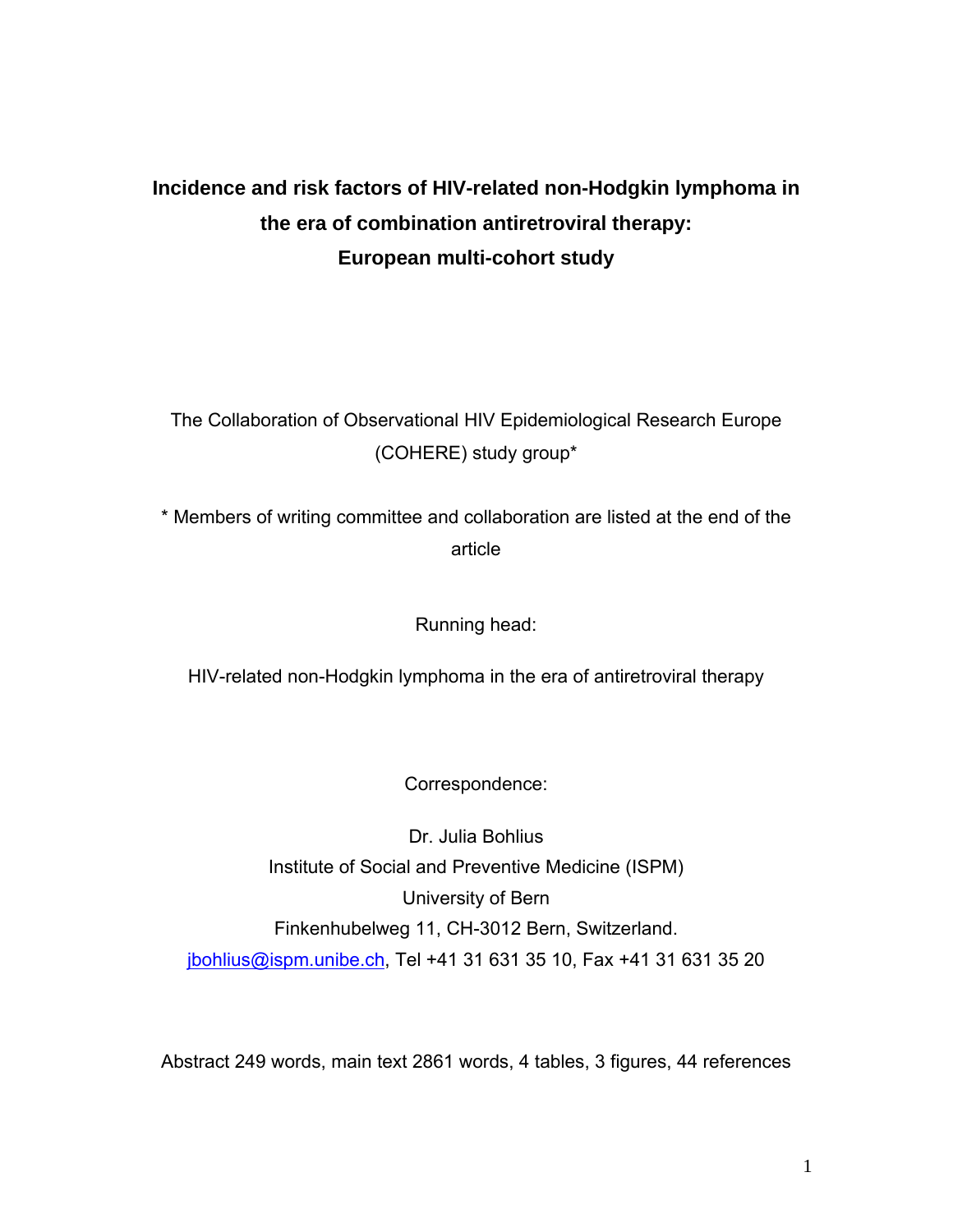# Incidence and risk factors of HIV-related non-Hodgkin lymphoma in the era of combination antiretroviral therapy: European multi-cohort study

The Collaboration of Observational HIV Epidemiological Research Europe (COHERE) study group*

* Members of writing committee and collaboration are listed at the end of the article

Running head:

HIV-related non-Hodgkin lymphoma in the era of antiretroviral therapy

Correspondence:

Dr. Julia Bohlius
Institute of Social and Preventive Medicine (ISPM)
University of Bern
Finkenhubelweg 11, CH-3012 Bern, Switzerland.
jbohlius@ispm.unibe.ch, Tel +41 31 631 35 10, Fax +41 31 631 35 20

Abstract 249 words, main text 2861 words, 4 tables, 3 figures, 44 references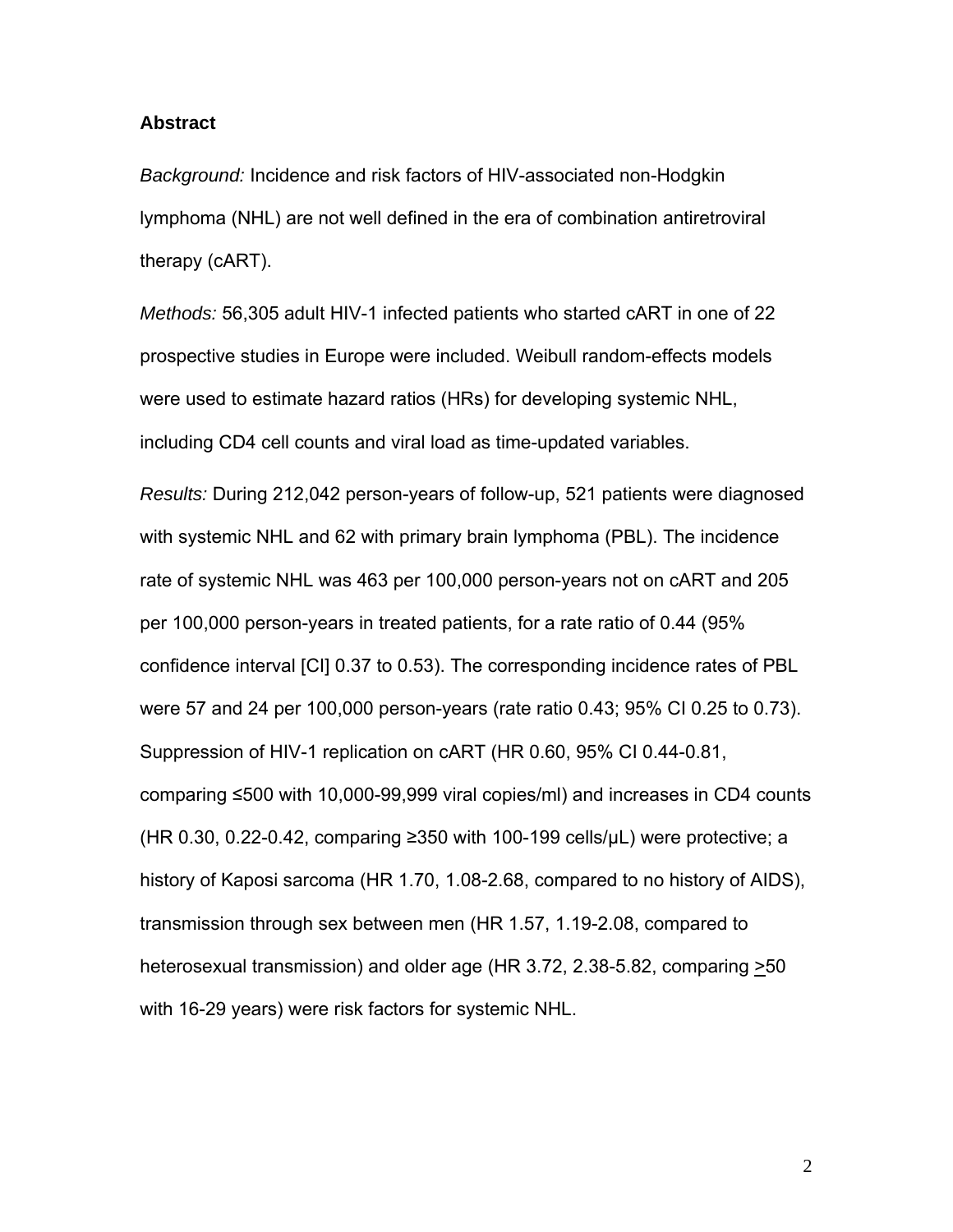**Abstract**

*Background:* Incidence and risk factors of HIV-associated non-Hodgkin lymphoma (NHL) are not well defined in the era of combination antiretroviral therapy (cART).

*Methods:* 56,305 adult HIV-1 infected patients who started cART in one of 22 prospective studies in Europe were included. Weibull random-effects models were used to estimate hazard ratios (HRs) for developing systemic NHL, including CD4 cell counts and viral load as time-updated variables.

*Results:* During 212,042 person-years of follow-up, 521 patients were diagnosed with systemic NHL and 62 with primary brain lymphoma (PBL). The incidence rate of systemic NHL was 463 per 100,000 person-years not on cART and 205 per 100,000 person-years in treated patients, for a rate ratio of 0.44 (95% confidence interval [CI] 0.37 to 0.53). The corresponding incidence rates of PBL were 57 and 24 per 100,000 person-years (rate ratio 0.43; 95% CI 0.25 to 0.73). Suppression of HIV-1 replication on cART (HR 0.60, 95% CI 0.44-0.81, comparing ≤500 with 10,000-99,999 viral copies/ml) and increases in CD4 counts (HR 0.30, 0.22-0.42, comparing ≥350 with 100-199 cells/µL) were protective; a history of Kaposi sarcoma (HR 1.70, 1.08-2.68, compared to no history of AIDS), transmission through sex between men (HR 1.57, 1.19-2.08, compared to heterosexual transmission) and older age (HR 3.72, 2.38-5.82, comparing ≥50 with 16-29 years) were risk factors for systemic NHL.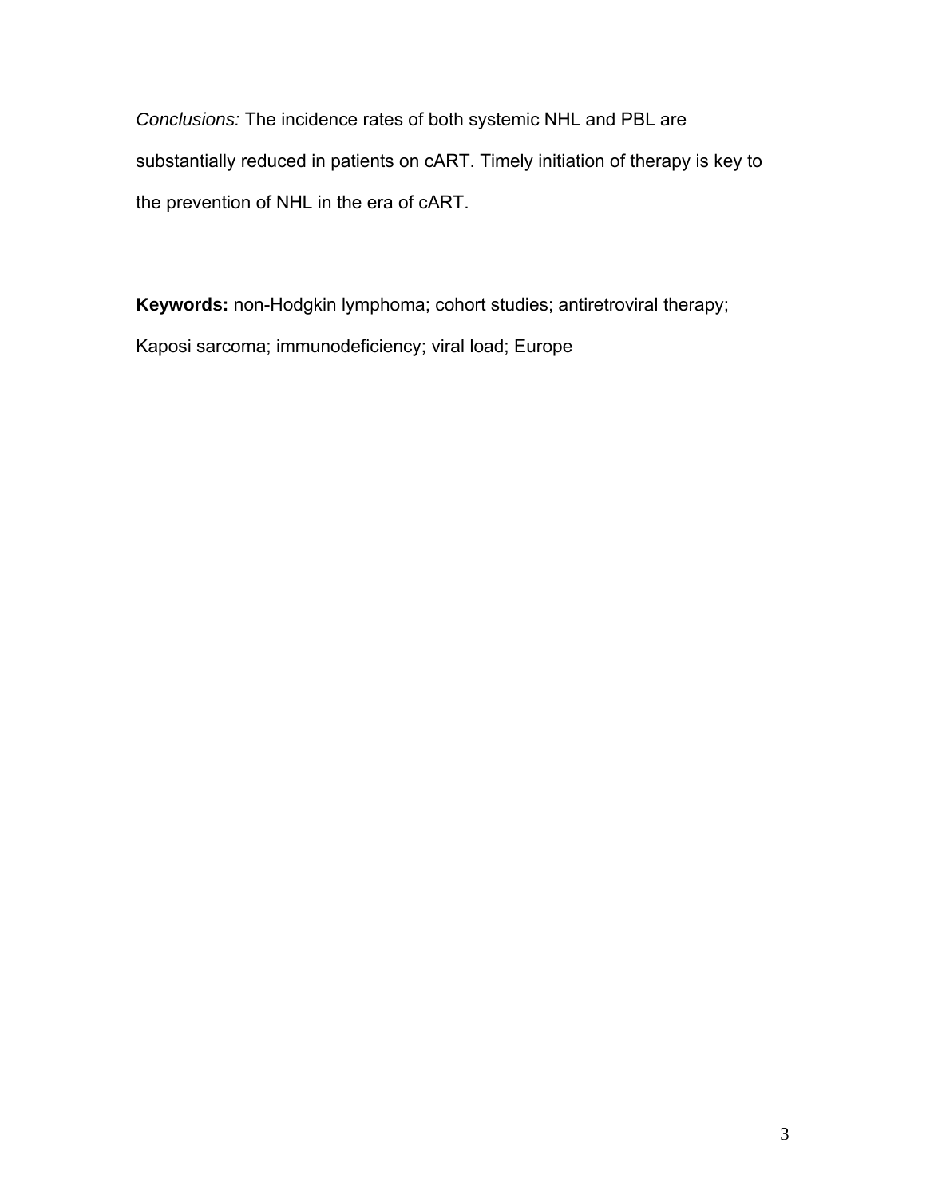*Conclusions:* The incidence rates of both systemic NHL and PBL are substantially reduced in patients on cART. Timely initiation of therapy is key to the prevention of NHL in the era of cART.

**Keywords:** non-Hodgkin lymphoma; cohort studies; antiretroviral therapy; Kaposi sarcoma; immunodeficiency; viral load; Europe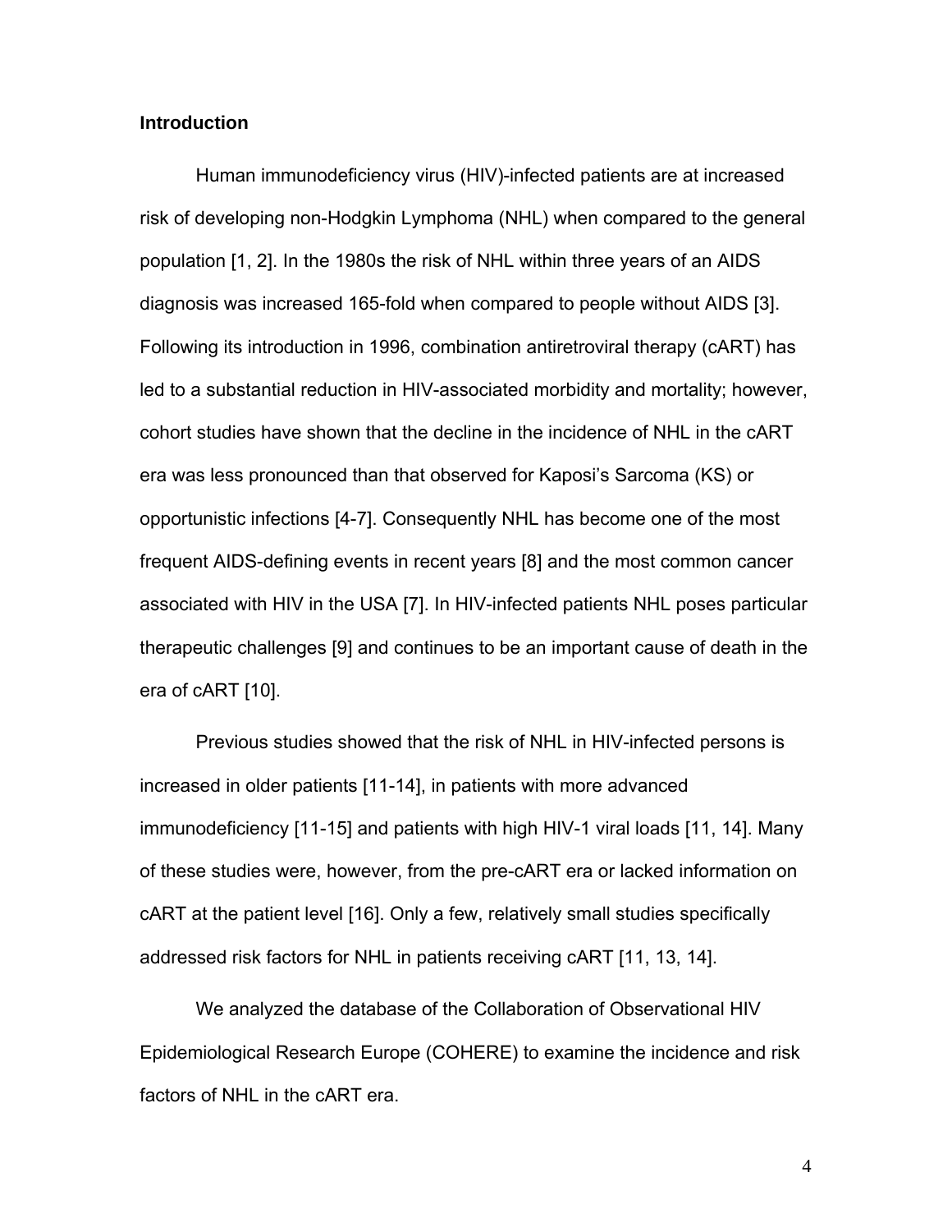## Introduction

Human immunodeficiency virus (HIV)-infected patients are at increased risk of developing non-Hodgkin Lymphoma (NHL) when compared to the general population [1, 2]. In the 1980s the risk of NHL within three years of an AIDS diagnosis was increased 165-fold when compared to people without AIDS [3]. Following its introduction in 1996, combination antiretroviral therapy (cART) has led to a substantial reduction in HIV-associated morbidity and mortality; however, cohort studies have shown that the decline in the incidence of NHL in the cART era was less pronounced than that observed for Kaposi's Sarcoma (KS) or opportunistic infections [4-7]. Consequently NHL has become one of the most frequent AIDS-defining events in recent years [8] and the most common cancer associated with HIV in the USA [7]. In HIV-infected patients NHL poses particular therapeutic challenges [9] and continues to be an important cause of death in the era of cART [10].

Previous studies showed that the risk of NHL in HIV-infected persons is increased in older patients [11-14], in patients with more advanced immunodeficiency [11-15] and patients with high HIV-1 viral loads [11, 14]. Many of these studies were, however, from the pre-cART era or lacked information on cART at the patient level [16]. Only a few, relatively small studies specifically addressed risk factors for NHL in patients receiving cART [11, 13, 14].

We analyzed the database of the Collaboration of Observational HIV Epidemiological Research Europe (COHERE) to examine the incidence and risk factors of NHL in the cART era.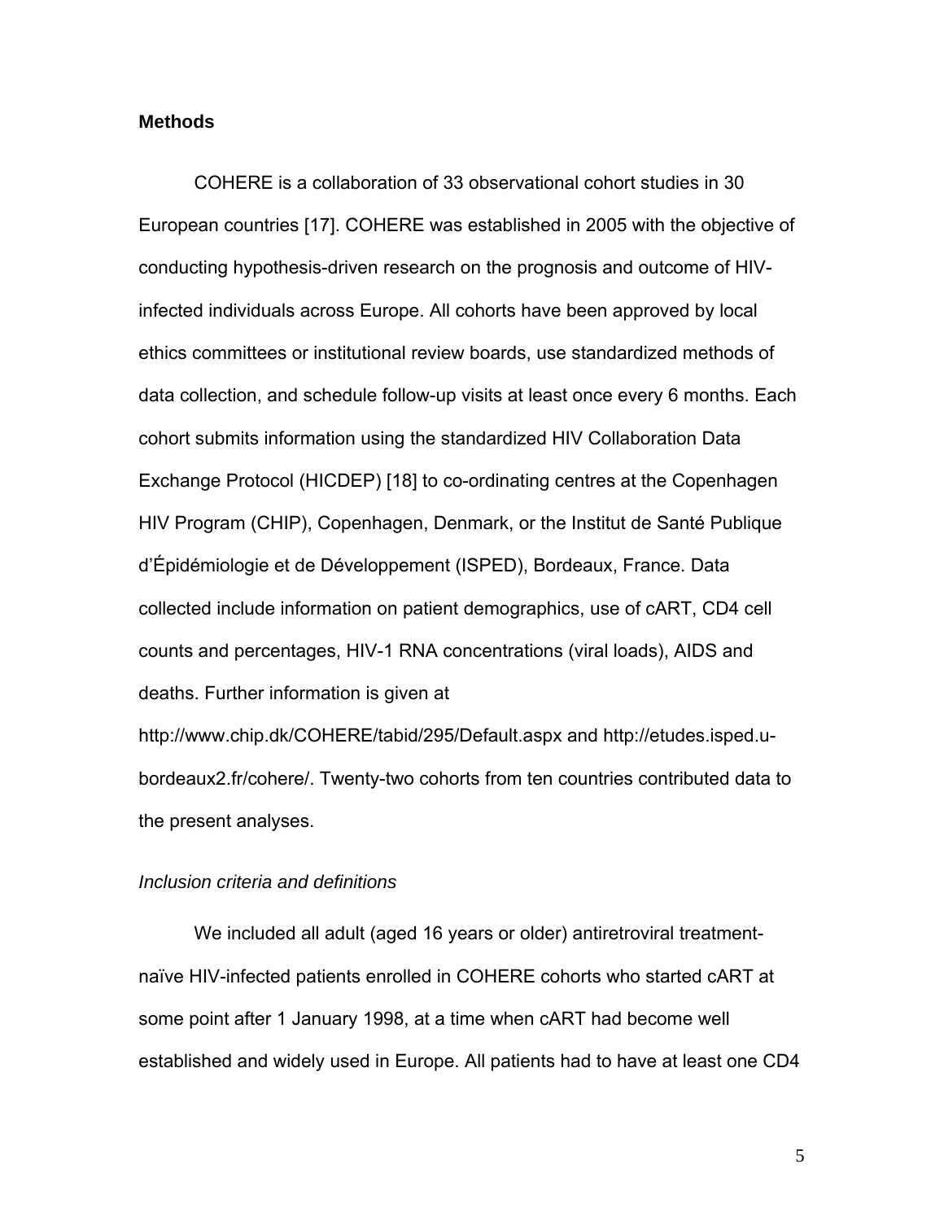## Methods

COHERE is a collaboration of 33 observational cohort studies in 30 European countries [17]. COHERE was established in 2005 with the objective of conducting hypothesis-driven research on the prognosis and outcome of HIV-infected individuals across Europe. All cohorts have been approved by local ethics committees or institutional review boards, use standardized methods of data collection, and schedule follow-up visits at least once every 6 months. Each cohort submits information using the standardized HIV Collaboration Data Exchange Protocol (HICDEP) [18] to co-ordinating centres at the Copenhagen HIV Program (CHIP), Copenhagen, Denmark, or the Institut de Santé Publique d'Épidémiologie et de Développement (ISPED), Bordeaux, France. Data collected include information on patient demographics, use of cART, CD4 cell counts and percentages, HIV-1 RNA concentrations (viral loads), AIDS and deaths. Further information is given at http://www.chip.dk/COHERE/tabid/295/Default.aspx and http://etudes.isped.u-bordeaux2.fr/cohere/. Twenty-two cohorts from ten countries contributed data to the present analyses.

### *Inclusion criteria and definitions*

We included all adult (aged 16 years or older) antiretroviral treatment-naïve HIV-infected patients enrolled in COHERE cohorts who started cART at some point after 1 January 1998, at a time when cART had become well established and widely used in Europe. All patients had to have at least one CD4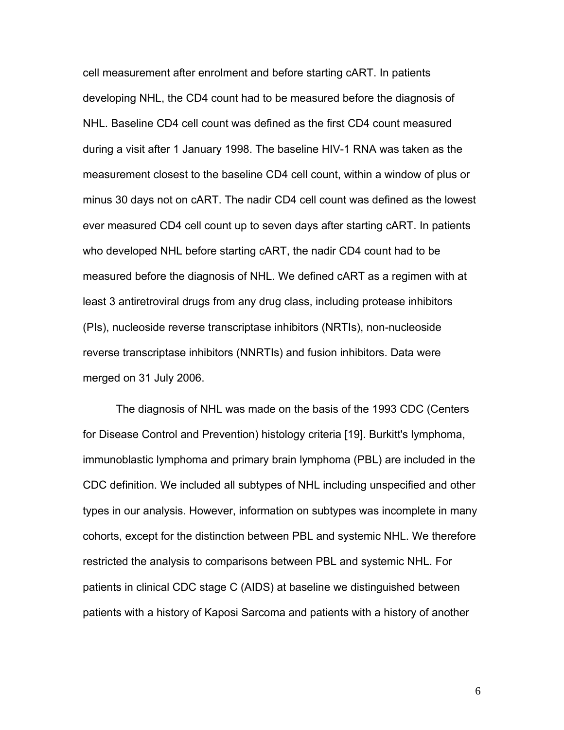cell measurement after enrolment and before starting cART. In patients developing NHL, the CD4 count had to be measured before the diagnosis of NHL. Baseline CD4 cell count was defined as the first CD4 count measured during a visit after 1 January 1998. The baseline HIV-1 RNA was taken as the measurement closest to the baseline CD4 cell count, within a window of plus or minus 30 days not on cART. The nadir CD4 cell count was defined as the lowest ever measured CD4 cell count up to seven days after starting cART. In patients who developed NHL before starting cART, the nadir CD4 count had to be measured before the diagnosis of NHL. We defined cART as a regimen with at least 3 antiretroviral drugs from any drug class, including protease inhibitors (PIs), nucleoside reverse transcriptase inhibitors (NRTIs), non-nucleoside reverse transcriptase inhibitors (NNRTIs) and fusion inhibitors. Data were merged on 31 July 2006.

The diagnosis of NHL was made on the basis of the 1993 CDC (Centers for Disease Control and Prevention) histology criteria [19]. Burkitt's lymphoma, immunoblastic lymphoma and primary brain lymphoma (PBL) are included in the CDC definition. We included all subtypes of NHL including unspecified and other types in our analysis. However, information on subtypes was incomplete in many cohorts, except for the distinction between PBL and systemic NHL. We therefore restricted the analysis to comparisons between PBL and systemic NHL. For patients in clinical CDC stage C (AIDS) at baseline we distinguished between patients with a history of Kaposi Sarcoma and patients with a history of another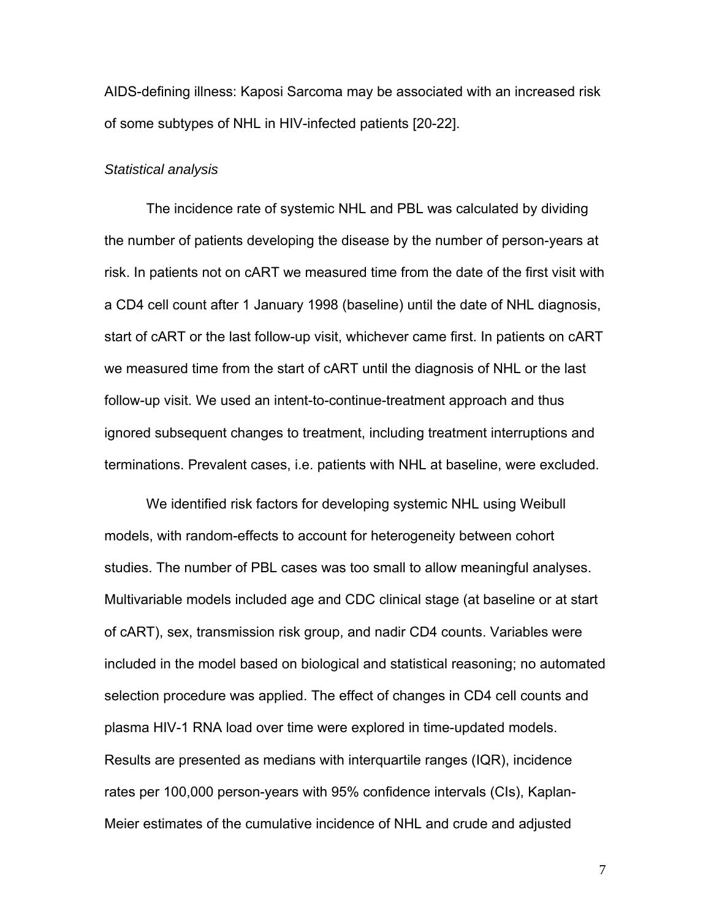AIDS-defining illness: Kaposi Sarcoma may be associated with an increased risk of some subtypes of NHL in HIV-infected patients [20-22].

*Statistical analysis*

The incidence rate of systemic NHL and PBL was calculated by dividing the number of patients developing the disease by the number of person-years at risk. In patients not on cART we measured time from the date of the first visit with a CD4 cell count after 1 January 1998 (baseline) until the date of NHL diagnosis, start of cART or the last follow-up visit, whichever came first. In patients on cART we measured time from the start of cART until the diagnosis of NHL or the last follow-up visit. We used an intent-to-continue-treatment approach and thus ignored subsequent changes to treatment, including treatment interruptions and terminations. Prevalent cases, i.e. patients with NHL at baseline, were excluded.

We identified risk factors for developing systemic NHL using Weibull models, with random-effects to account for heterogeneity between cohort studies. The number of PBL cases was too small to allow meaningful analyses. Multivariable models included age and CDC clinical stage (at baseline or at start of cART), sex, transmission risk group, and nadir CD4 counts. Variables were included in the model based on biological and statistical reasoning; no automated selection procedure was applied. The effect of changes in CD4 cell counts and plasma HIV-1 RNA load over time were explored in time-updated models. Results are presented as medians with interquartile ranges (IQR), incidence rates per 100,000 person-years with 95% confidence intervals (CIs), Kaplan-Meier estimates of the cumulative incidence of NHL and crude and adjusted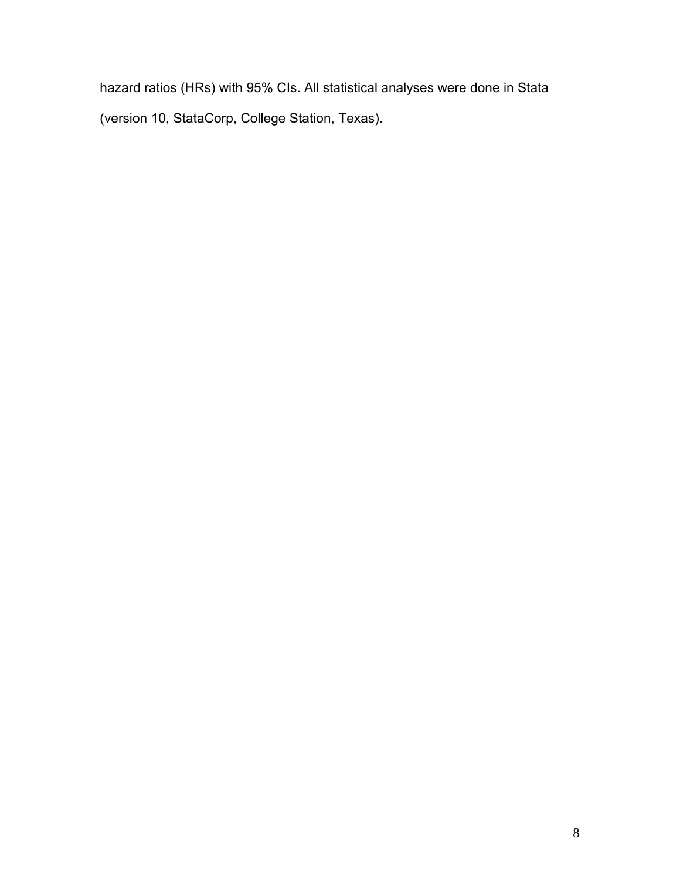hazard ratios (HRs) with 95% CIs. All statistical analyses were done in Stata (version 10, StataCorp, College Station, Texas).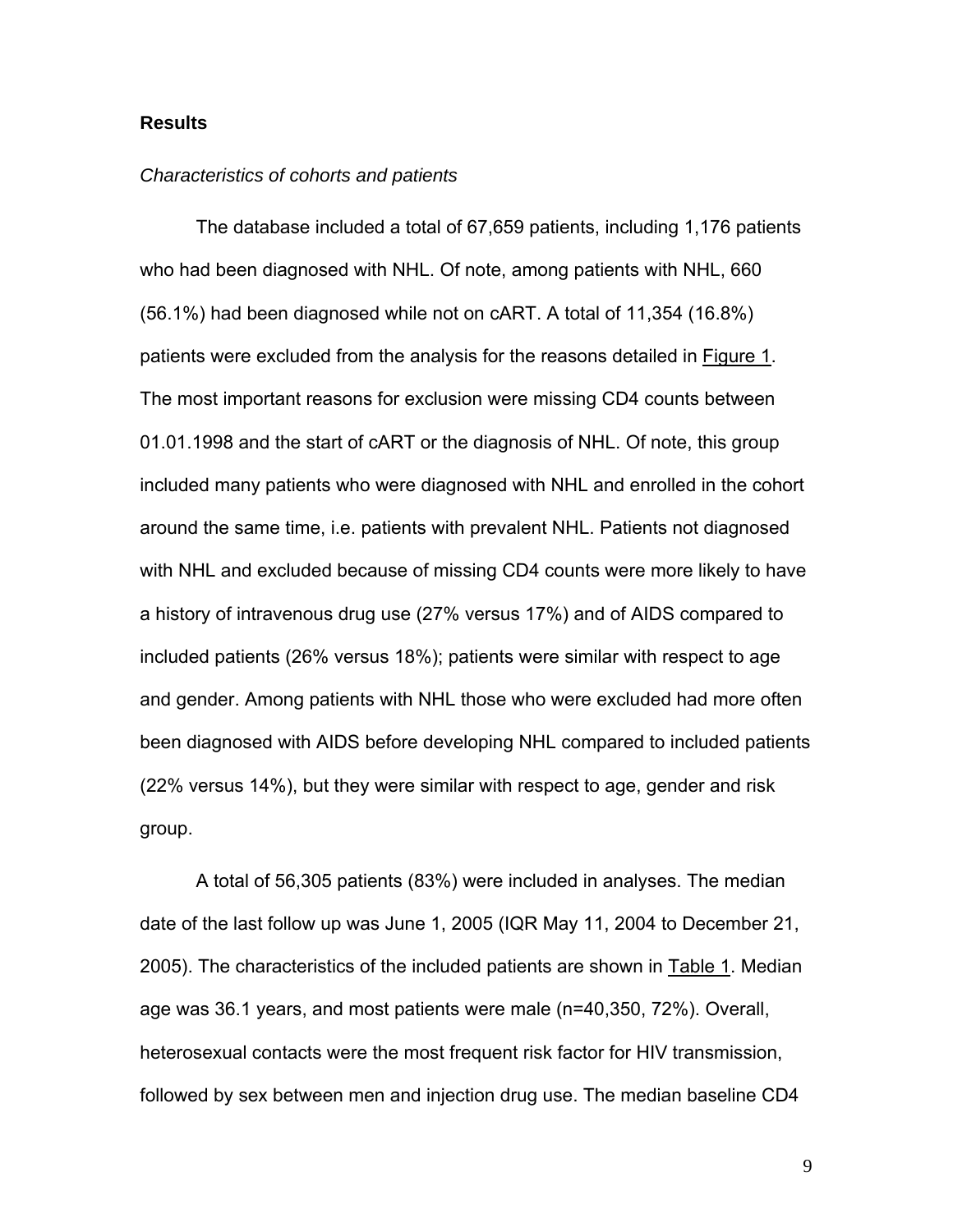## Results

*Characteristics of cohorts and patients*

The database included a total of 67,659 patients, including 1,176 patients who had been diagnosed with NHL. Of note, among patients with NHL, 660 (56.1%) had been diagnosed while not on cART. A total of 11,354 (16.8%) patients were excluded from the analysis for the reasons detailed in Figure 1. The most important reasons for exclusion were missing CD4 counts between 01.01.1998 and the start of cART or the diagnosis of NHL. Of note, this group included many patients who were diagnosed with NHL and enrolled in the cohort around the same time, i.e. patients with prevalent NHL. Patients not diagnosed with NHL and excluded because of missing CD4 counts were more likely to have a history of intravenous drug use (27% versus 17%) and of AIDS compared to included patients (26% versus 18%); patients were similar with respect to age and gender. Among patients with NHL those who were excluded had more often been diagnosed with AIDS before developing NHL compared to included patients (22% versus 14%), but they were similar with respect to age, gender and risk group.

A total of 56,305 patients (83%) were included in analyses. The median date of the last follow up was June 1, 2005 (IQR May 11, 2004 to December 21, 2005). The characteristics of the included patients are shown in Table 1. Median age was 36.1 years, and most patients were male (n=40,350, 72%). Overall, heterosexual contacts were the most frequent risk factor for HIV transmission, followed by sex between men and injection drug use. The median baseline CD4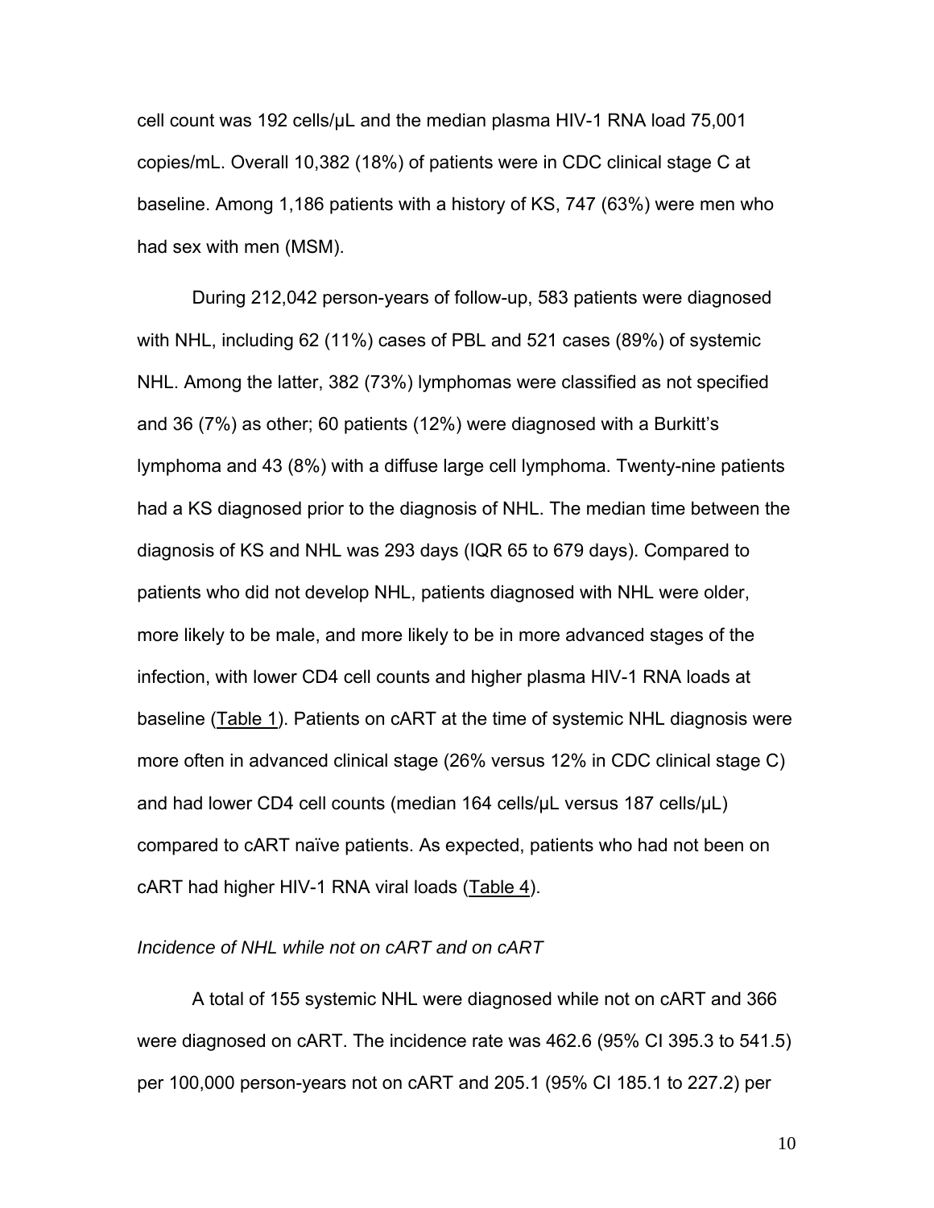cell count was 192 cells/μL and the median plasma HIV-1 RNA load 75,001 copies/mL. Overall 10,382 (18%) of patients were in CDC clinical stage C at baseline. Among 1,186 patients with a history of KS, 747 (63%) were men who had sex with men (MSM).

During 212,042 person-years of follow-up, 583 patients were diagnosed with NHL, including 62 (11%) cases of PBL and 521 cases (89%) of systemic NHL. Among the latter, 382 (73%) lymphomas were classified as not specified and 36 (7%) as other; 60 patients (12%) were diagnosed with a Burkitt's lymphoma and 43 (8%) with a diffuse large cell lymphoma. Twenty-nine patients had a KS diagnosed prior to the diagnosis of NHL. The median time between the diagnosis of KS and NHL was 293 days (IQR 65 to 679 days). Compared to patients who did not develop NHL, patients diagnosed with NHL were older, more likely to be male, and more likely to be in more advanced stages of the infection, with lower CD4 cell counts and higher plasma HIV-1 RNA loads at baseline (Table 1). Patients on cART at the time of systemic NHL diagnosis were more often in advanced clinical stage (26% versus 12% in CDC clinical stage C) and had lower CD4 cell counts (median 164 cells/μL versus 187 cells/μL) compared to cART naïve patients. As expected, patients who had not been on cART had higher HIV-1 RNA viral loads (Table 4).

*Incidence of NHL while not on cART and on cART*

A total of 155 systemic NHL were diagnosed while not on cART and 366 were diagnosed on cART. The incidence rate was 462.6 (95% CI 395.3 to 541.5) per 100,000 person-years not on cART and 205.1 (95% CI 185.1 to 227.2) per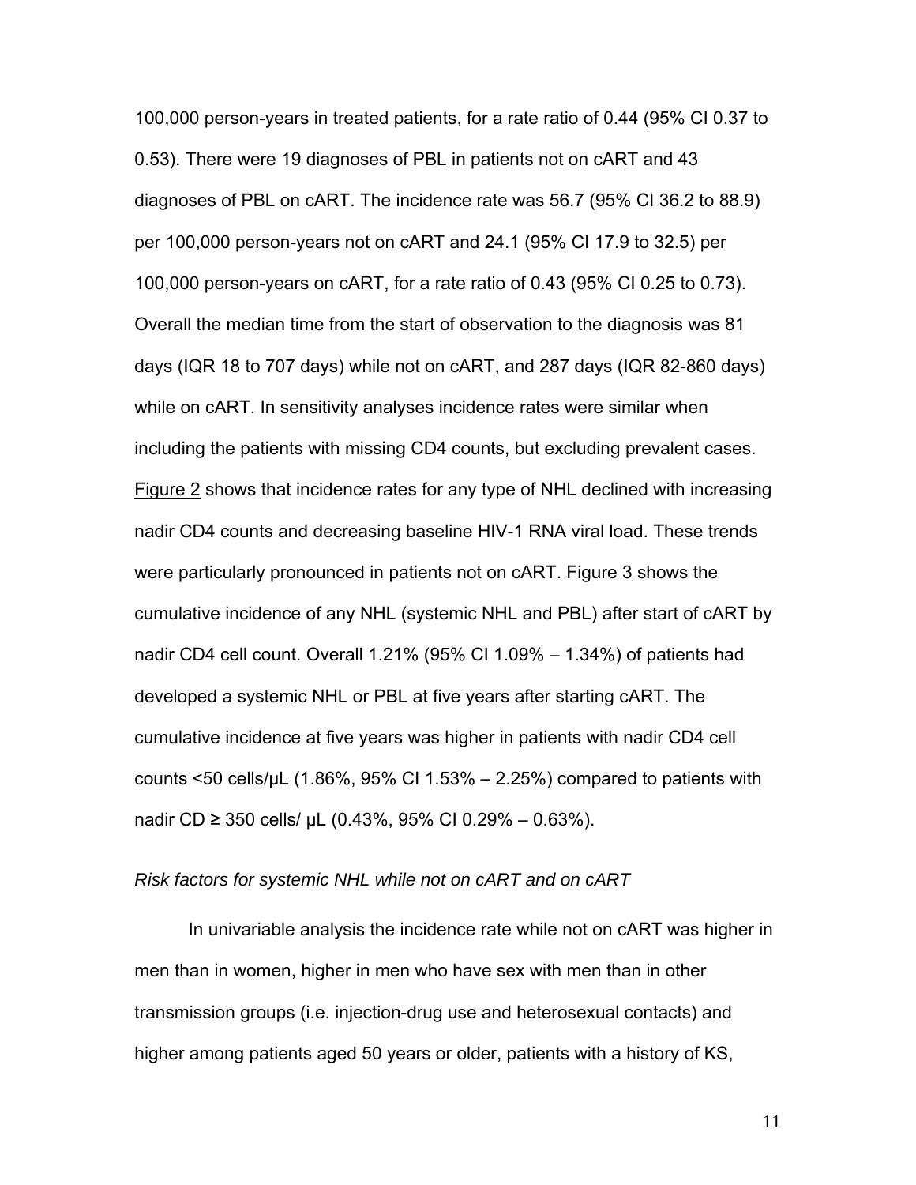100,000 person-years in treated patients, for a rate ratio of 0.44 (95% CI 0.37 to 0.53). There were 19 diagnoses of PBL in patients not on cART and 43 diagnoses of PBL on cART. The incidence rate was 56.7 (95% CI 36.2 to 88.9) per 100,000 person-years not on cART and 24.1 (95% CI 17.9 to 32.5) per 100,000 person-years on cART, for a rate ratio of 0.43 (95% CI 0.25 to 0.73). Overall the median time from the start of observation to the diagnosis was 81 days (IQR 18 to 707 days) while not on cART, and 287 days (IQR 82-860 days) while on cART. In sensitivity analyses incidence rates were similar when including the patients with missing CD4 counts, but excluding prevalent cases. Figure 2 shows that incidence rates for any type of NHL declined with increasing nadir CD4 counts and decreasing baseline HIV-1 RNA viral load. These trends were particularly pronounced in patients not on cART. Figure 3 shows the cumulative incidence of any NHL (systemic NHL and PBL) after start of cART by nadir CD4 cell count. Overall 1.21% (95% CI 1.09% – 1.34%) of patients had developed a systemic NHL or PBL at five years after starting cART. The cumulative incidence at five years was higher in patients with nadir CD4 cell counts <50 cells/μL (1.86%, 95% CI 1.53% – 2.25%) compared to patients with nadir CD ≥ 350 cells/ μL (0.43%, 95% CI 0.29% – 0.63%).

*Risk factors for systemic NHL while not on cART and on cART*

In univariable analysis the incidence rate while not on cART was higher in men than in women, higher in men who have sex with men than in other transmission groups (i.e. injection-drug use and heterosexual contacts) and higher among patients aged 50 years or older, patients with a history of KS,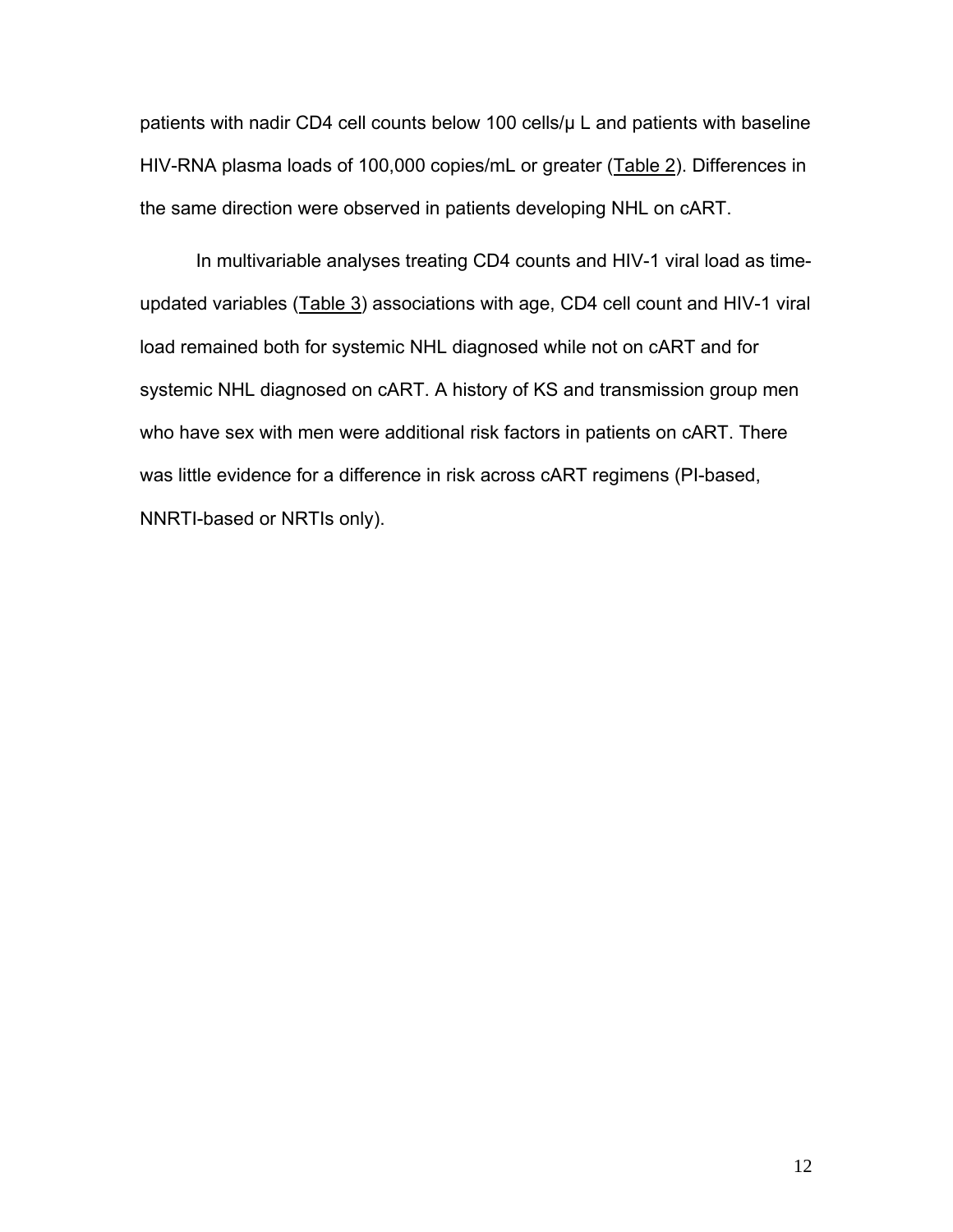patients with nadir CD4 cell counts below 100 cells/μ L and patients with baseline HIV-RNA plasma loads of 100,000 copies/mL or greater (Table 2). Differences in the same direction were observed in patients developing NHL on cART.

In multivariable analyses treating CD4 counts and HIV-1 viral load as time-updated variables (Table 3) associations with age, CD4 cell count and HIV-1 viral load remained both for systemic NHL diagnosed while not on cART and for systemic NHL diagnosed on cART. A history of KS and transmission group men who have sex with men were additional risk factors in patients on cART. There was little evidence for a difference in risk across cART regimens (PI-based, NNRTI-based or NRTIs only).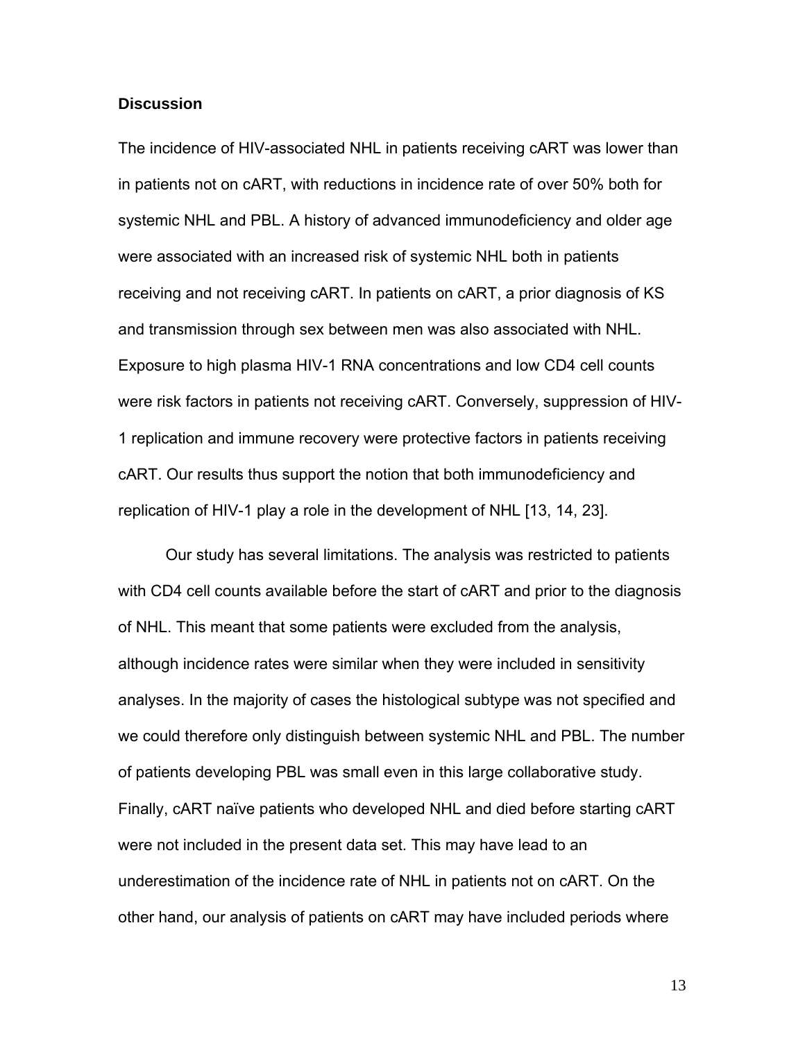## Discussion

The incidence of HIV-associated NHL in patients receiving cART was lower than in patients not on cART, with reductions in incidence rate of over 50% both for systemic NHL and PBL. A history of advanced immunodeficiency and older age were associated with an increased risk of systemic NHL both in patients receiving and not receiving cART. In patients on cART, a prior diagnosis of KS and transmission through sex between men was also associated with NHL. Exposure to high plasma HIV-1 RNA concentrations and low CD4 cell counts were risk factors in patients not receiving cART. Conversely, suppression of HIV-1 replication and immune recovery were protective factors in patients receiving cART. Our results thus support the notion that both immunodeficiency and replication of HIV-1 play a role in the development of NHL [13, 14, 23].

Our study has several limitations. The analysis was restricted to patients with CD4 cell counts available before the start of cART and prior to the diagnosis of NHL. This meant that some patients were excluded from the analysis, although incidence rates were similar when they were included in sensitivity analyses. In the majority of cases the histological subtype was not specified and we could therefore only distinguish between systemic NHL and PBL. The number of patients developing PBL was small even in this large collaborative study. Finally, cART naïve patients who developed NHL and died before starting cART were not included in the present data set. This may have lead to an underestimation of the incidence rate of NHL in patients not on cART. On the other hand, our analysis of patients on cART may have included periods where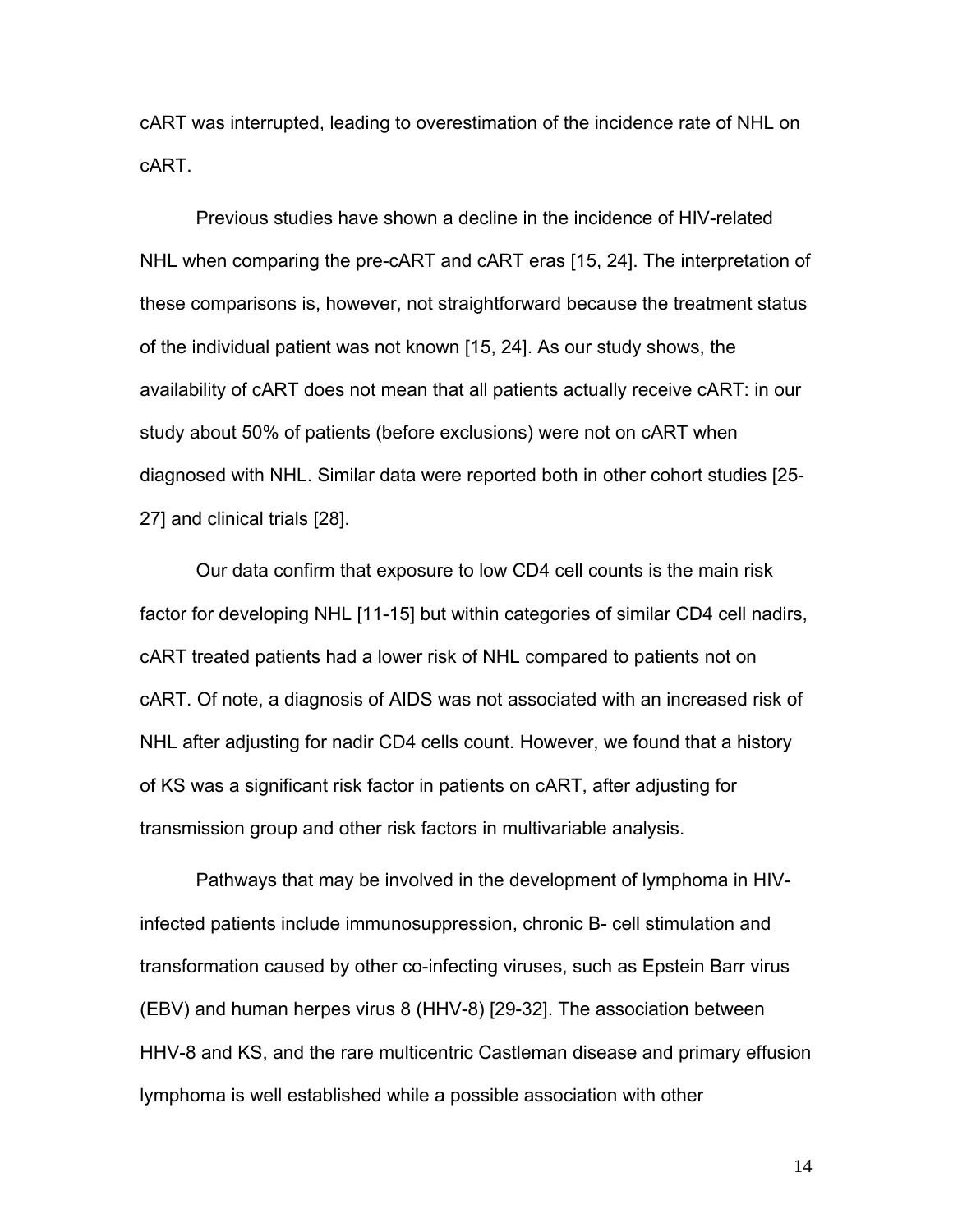cART was interrupted, leading to overestimation of the incidence rate of NHL on cART.

Previous studies have shown a decline in the incidence of HIV-related NHL when comparing the pre-cART and cART eras [15, 24]. The interpretation of these comparisons is, however, not straightforward because the treatment status of the individual patient was not known [15, 24]. As our study shows, the availability of cART does not mean that all patients actually receive cART: in our study about 50% of patients (before exclusions) were not on cART when diagnosed with NHL. Similar data were reported both in other cohort studies [25-27] and clinical trials [28].

Our data confirm that exposure to low CD4 cell counts is the main risk factor for developing NHL [11-15] but within categories of similar CD4 cell nadirs, cART treated patients had a lower risk of NHL compared to patients not on cART. Of note, a diagnosis of AIDS was not associated with an increased risk of NHL after adjusting for nadir CD4 cells count. However, we found that a history of KS was a significant risk factor in patients on cART, after adjusting for transmission group and other risk factors in multivariable analysis.

Pathways that may be involved in the development of lymphoma in HIV-infected patients include immunosuppression, chronic B- cell stimulation and transformation caused by other co-infecting viruses, such as Epstein Barr virus (EBV) and human herpes virus 8 (HHV-8) [29-32]. The association between HHV-8 and KS, and the rare multicentric Castleman disease and primary effusion lymphoma is well established while a possible association with other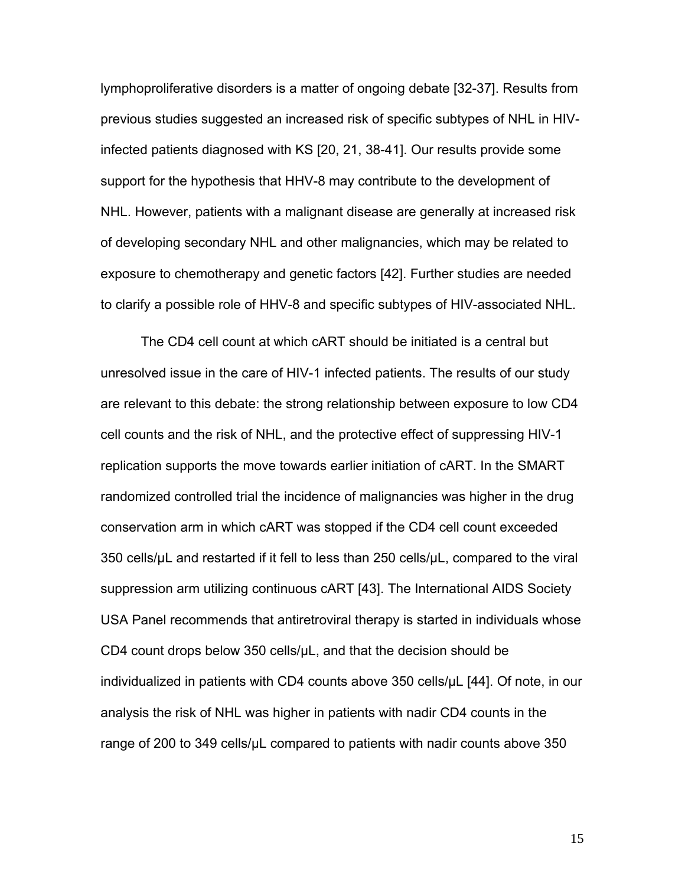lymphoproliferative disorders is a matter of ongoing debate [32-37]. Results from previous studies suggested an increased risk of specific subtypes of NHL in HIV-infected patients diagnosed with KS [20, 21, 38-41]. Our results provide some support for the hypothesis that HHV-8 may contribute to the development of NHL. However, patients with a malignant disease are generally at increased risk of developing secondary NHL and other malignancies, which may be related to exposure to chemotherapy and genetic factors [42]. Further studies are needed to clarify a possible role of HHV-8 and specific subtypes of HIV-associated NHL.

The CD4 cell count at which cART should be initiated is a central but unresolved issue in the care of HIV-1 infected patients. The results of our study are relevant to this debate: the strong relationship between exposure to low CD4 cell counts and the risk of NHL, and the protective effect of suppressing HIV-1 replication supports the move towards earlier initiation of cART. In the SMART randomized controlled trial the incidence of malignancies was higher in the drug conservation arm in which cART was stopped if the CD4 cell count exceeded 350 cells/μL and restarted if it fell to less than 250 cells/μL, compared to the viral suppression arm utilizing continuous cART [43]. The International AIDS Society USA Panel recommends that antiretroviral therapy is started in individuals whose CD4 count drops below 350 cells/μL, and that the decision should be individualized in patients with CD4 counts above 350 cells/μL [44]. Of note, in our analysis the risk of NHL was higher in patients with nadir CD4 counts in the range of 200 to 349 cells/μL compared to patients with nadir counts above 350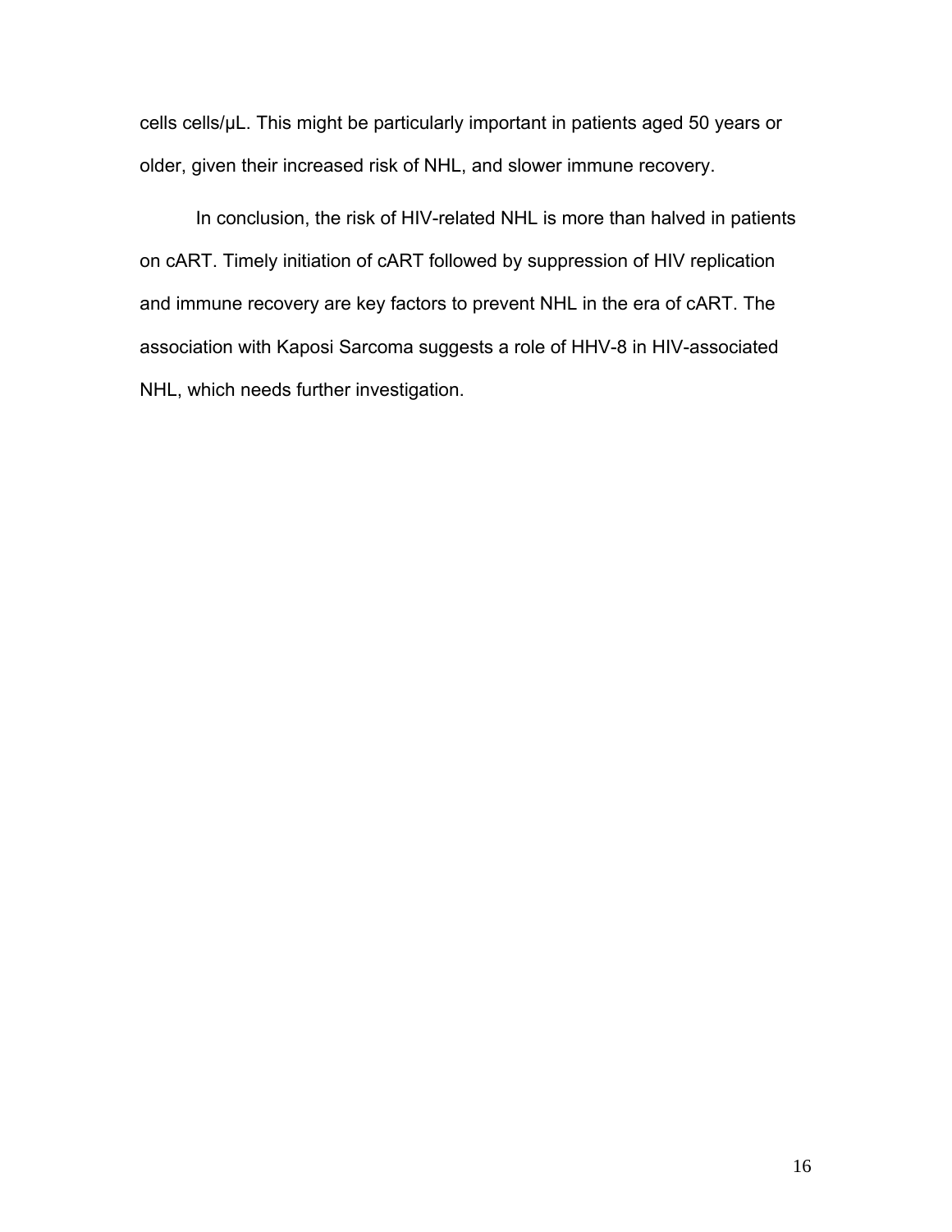cells cells/μL. This might be particularly important in patients aged 50 years or older, given their increased risk of NHL, and slower immune recovery.

In conclusion, the risk of HIV-related NHL is more than halved in patients on cART. Timely initiation of cART followed by suppression of HIV replication and immune recovery are key factors to prevent NHL in the era of cART. The association with Kaposi Sarcoma suggests a role of HHV-8 in HIV-associated NHL, which needs further investigation.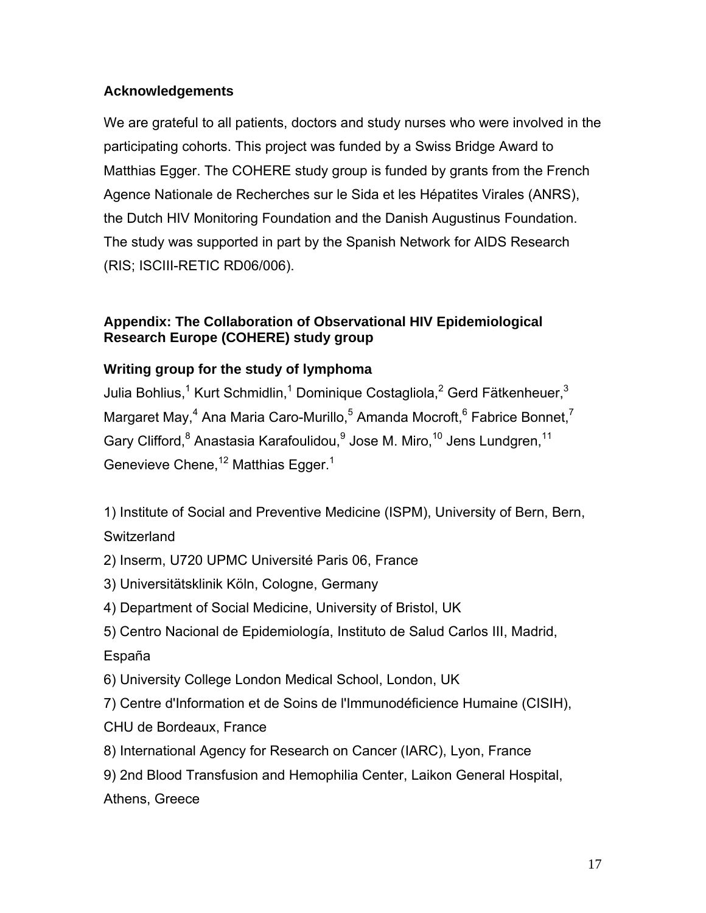## Acknowledgements

We are grateful to all patients, doctors and study nurses who were involved in the participating cohorts. This project was funded by a Swiss Bridge Award to Matthias Egger. The COHERE study group is funded by grants from the French Agence Nationale de Recherches sur le Sida et les Hépatites Virales (ANRS), the Dutch HIV Monitoring Foundation and the Danish Augustinus Foundation. The study was supported in part by the Spanish Network for AIDS Research (RIS; ISCIII-RETIC RD06/006).

## Appendix: The Collaboration of Observational HIV Epidemiological Research Europe (COHERE) study group

### Writing group for the study of lymphoma

Julia Bohlius,[1] Kurt Schmidlin,[1] Dominique Costagliola,[2] Gerd Fätkenheuer,[3] Margaret May,[4] Ana Maria Caro-Murillo,[5] Amanda Mocroft,[6] Fabrice Bonnet,[7] Gary Clifford,[8] Anastasia Karafoulidou,[9] Jose M. Miro,[10] Jens Lundgren,[11] Genevieve Chene,[12] Matthias Egger.[1]

1) Institute of Social and Preventive Medicine (ISPM), University of Bern, Bern, Switzerland
2) Inserm, U720 UPMC Université Paris 06, France
3) Universitätsklinik Köln, Cologne, Germany
4) Department of Social Medicine, University of Bristol, UK
5) Centro Nacional de Epidemiología, Instituto de Salud Carlos III, Madrid, España
6) University College London Medical School, London, UK
7) Centre d'Information et de Soins de l'Immunodéficience Humaine (CISIH), CHU de Bordeaux, France
8) International Agency for Research on Cancer (IARC), Lyon, France
9) 2nd Blood Transfusion and Hemophilia Center, Laikon General Hospital, Athens, Greece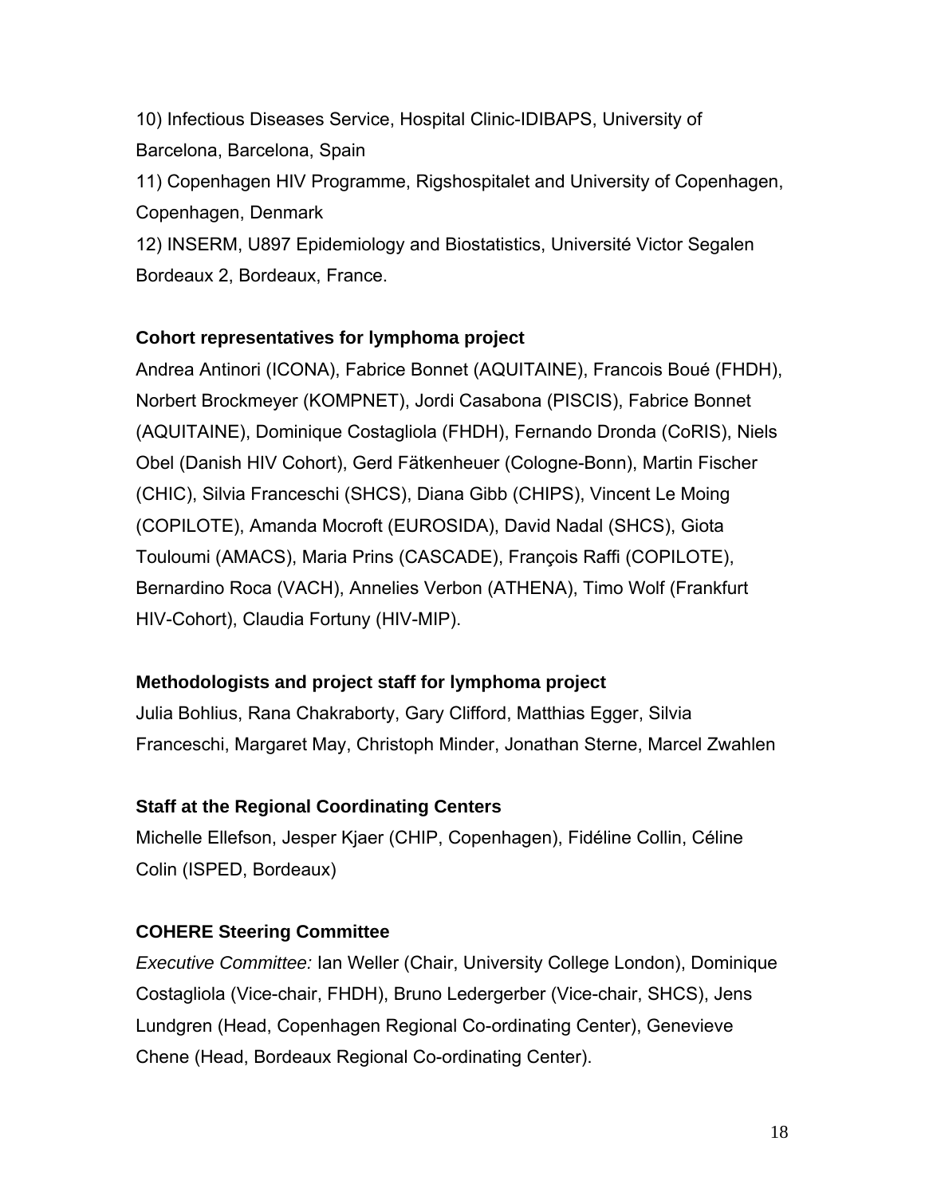10) Infectious Diseases Service, Hospital Clinic-IDIBAPS, University of Barcelona, Barcelona, Spain

11) Copenhagen HIV Programme, Rigshospitalet and University of Copenhagen, Copenhagen, Denmark

12) INSERM, U897 Epidemiology and Biostatistics, Université Victor Segalen Bordeaux 2, Bordeaux, France.

**Cohort representatives for lymphoma project**

Andrea Antinori (ICONA), Fabrice Bonnet (AQUITAINE), Francois Boué (FHDH), Norbert Brockmeyer (KOMPNET), Jordi Casabona (PISCIS), Fabrice Bonnet (AQUITAINE), Dominique Costagliola (FHDH), Fernando Dronda (CoRIS), Niels Obel (Danish HIV Cohort), Gerd Fätkenheuer (Cologne-Bonn), Martin Fischer (CHIC), Silvia Franceschi (SHCS), Diana Gibb (CHIPS), Vincent Le Moing (COPILOTE), Amanda Mocroft (EUROSIDA), David Nadal (SHCS), Giota Touloumi (AMACS), Maria Prins (CASCADE), François Raffi (COPILOTE), Bernardino Roca (VACH), Annelies Verbon (ATHENA), Timo Wolf (Frankfurt HIV-Cohort), Claudia Fortuny (HIV-MIP).

**Methodologists and project staff for lymphoma project**

Julia Bohlius, Rana Chakraborty, Gary Clifford, Matthias Egger, Silvia Franceschi, Margaret May, Christoph Minder, Jonathan Sterne, Marcel Zwahlen

**Staff at the Regional Coordinating Centers**

Michelle Ellefson, Jesper Kjaer (CHIP, Copenhagen), Fidéline Collin, Céline Colin (ISPED, Bordeaux)

**COHERE Steering Committee**

*Executive Committee:* Ian Weller (Chair, University College London), Dominique Costagliola (Vice-chair, FHDH), Bruno Ledergerber (Vice-chair, SHCS), Jens Lundgren (Head, Copenhagen Regional Co-ordinating Center), Genevieve Chene (Head, Bordeaux Regional Co-ordinating Center).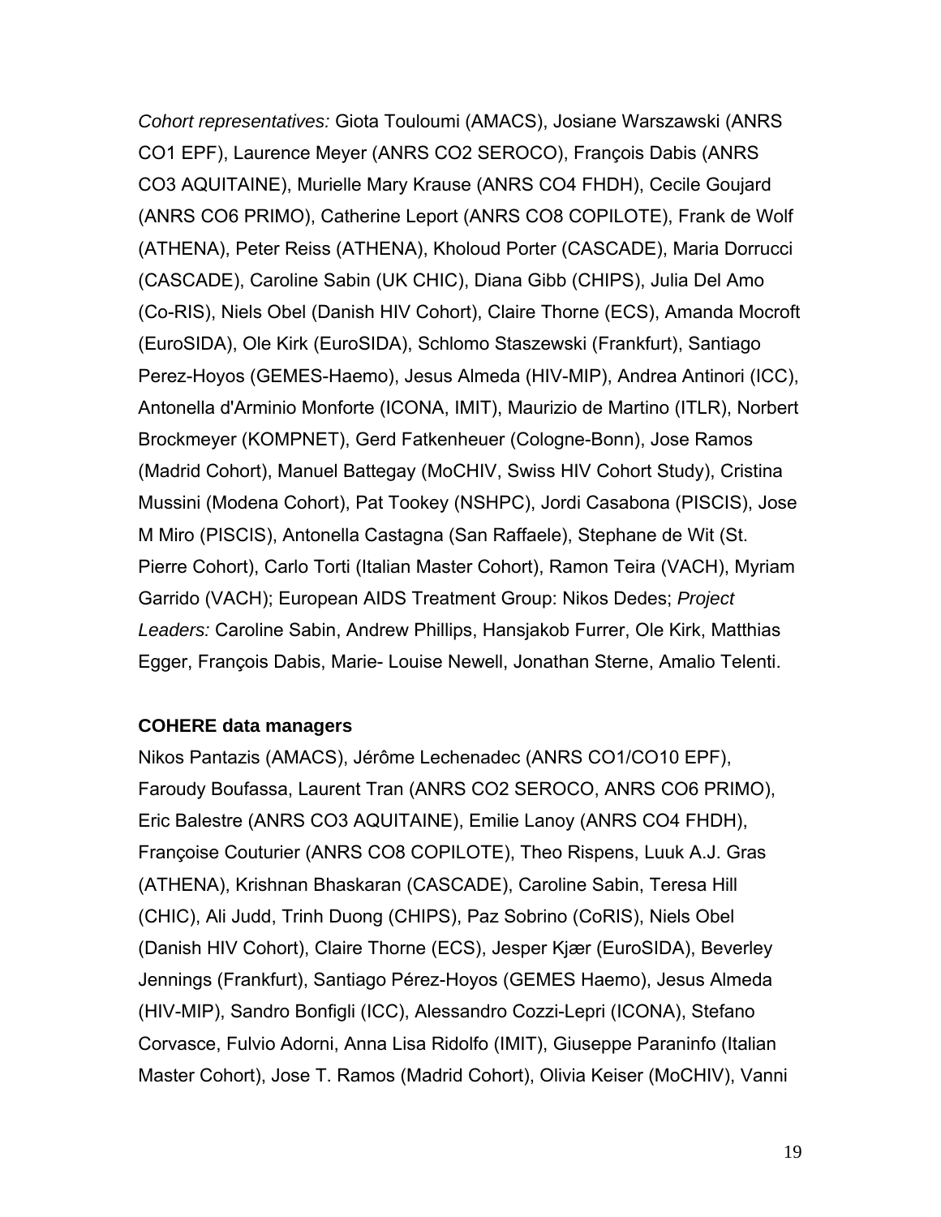*Cohort representatives:* Giota Touloumi (AMACS), Josiane Warszawski (ANRS CO1 EPF), Laurence Meyer (ANRS CO2 SEROCO), François Dabis (ANRS CO3 AQUITAINE), Murielle Mary Krause (ANRS CO4 FHDH), Cecile Goujard (ANRS CO6 PRIMO), Catherine Leport (ANRS CO8 COPILOTE), Frank de Wolf (ATHENA), Peter Reiss (ATHENA), Kholoud Porter (CASCADE), Maria Dorrucci (CASCADE), Caroline Sabin (UK CHIC), Diana Gibb (CHIPS), Julia Del Amo (Co-RIS), Niels Obel (Danish HIV Cohort), Claire Thorne (ECS), Amanda Mocroft (EuroSIDA), Ole Kirk (EuroSIDA), Schlomo Staszewski (Frankfurt), Santiago Perez-Hoyos (GEMES-Haemo), Jesus Almeda (HIV-MIP), Andrea Antinori (ICC), Antonella d'Arminio Monforte (ICONA, IMIT), Maurizio de Martino (ITLR), Norbert Brockmeyer (KOMPNET), Gerd Fatkenheuer (Cologne-Bonn), Jose Ramos (Madrid Cohort), Manuel Battegay (MoCHIV, Swiss HIV Cohort Study), Cristina Mussini (Modena Cohort), Pat Tookey (NSHPC), Jordi Casabona (PISCIS), Jose M Miro (PISCIS), Antonella Castagna (San Raffaele), Stephane de Wit (St. Pierre Cohort), Carlo Torti (Italian Master Cohort), Ramon Teira (VACH), Myriam Garrido (VACH); European AIDS Treatment Group: Nikos Dedes; *Project Leaders:* Caroline Sabin, Andrew Phillips, Hansjakob Furrer, Ole Kirk, Matthias Egger, François Dabis, Marie- Louise Newell, Jonathan Sterne, Amalio Telenti.

**COHERE data managers**

Nikos Pantazis (AMACS), Jérôme Lechenadec (ANRS CO1/CO10 EPF), Faroudy Boufassa, Laurent Tran (ANRS CO2 SEROCO, ANRS CO6 PRIMO), Eric Balestre (ANRS CO3 AQUITAINE), Emilie Lanoy (ANRS CO4 FHDH), Françoise Couturier (ANRS CO8 COPILOTE), Theo Rispens, Luuk A.J. Gras (ATHENA), Krishnan Bhaskaran (CASCADE), Caroline Sabin, Teresa Hill (CHIC), Ali Judd, Trinh Duong (CHIPS), Paz Sobrino (CoRIS), Niels Obel (Danish HIV Cohort), Claire Thorne (ECS), Jesper Kjær (EuroSIDA), Beverley Jennings (Frankfurt), Santiago Pérez-Hoyos (GEMES Haemo), Jesus Almeda (HIV-MIP), Sandro Bonfigli (ICC), Alessandro Cozzi-Lepri (ICONA), Stefano Corvasce, Fulvio Adorni, Anna Lisa Ridolfo (IMIT), Giuseppe Paraninfo (Italian Master Cohort), Jose T. Ramos (Madrid Cohort), Olivia Keiser (MoCHIV), Vanni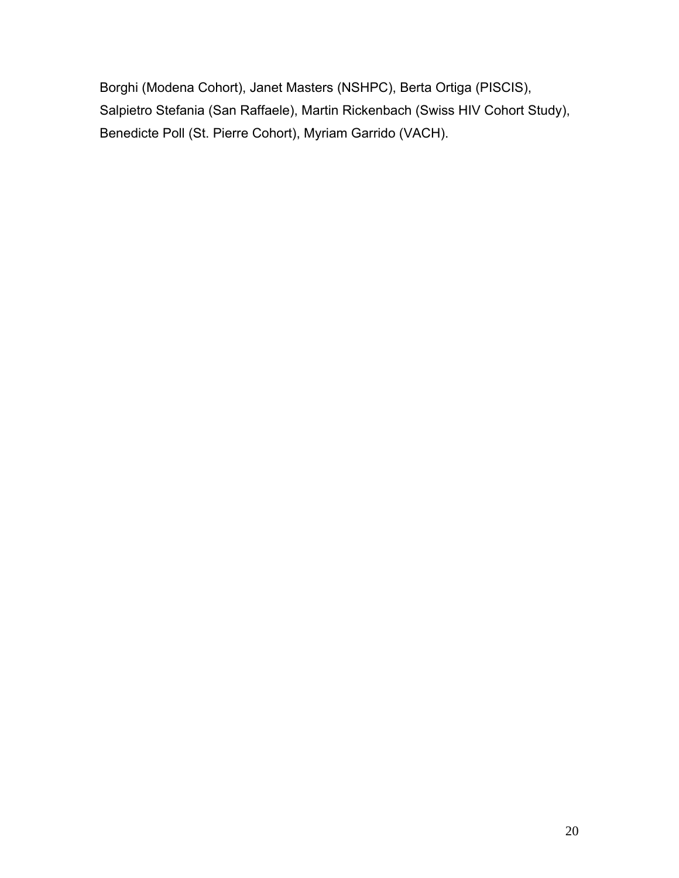Borghi (Modena Cohort), Janet Masters (NSHPC), Berta Ortiga (PISCIS), Salpietro Stefania (San Raffaele), Martin Rickenbach (Swiss HIV Cohort Study), Benedicte Poll (St. Pierre Cohort), Myriam Garrido (VACH).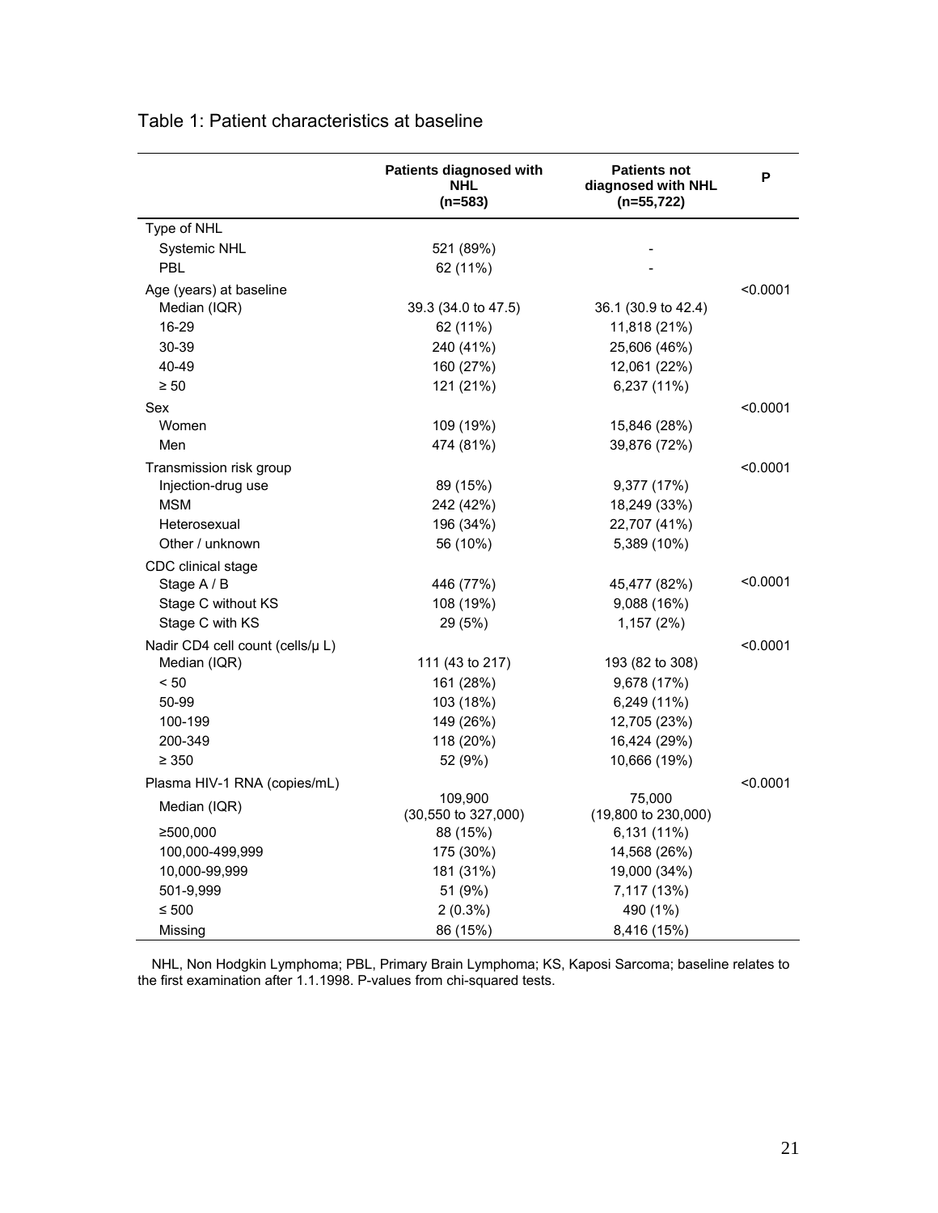Table 1: Patient characteristics at baseline

| | Patients diagnosed with NHL (n=583) | Patients not diagnosed with NHL (n=55,722) | P |
|---|---|---|---|
| Type of NHL | | | |
| Systemic NHL | 521 (89%) | - | |
| PBL | 62 (11%) | - | |
| Age (years) at baseline | | | <0.0001 |
| Median (IQR) | 39.3 (34.0 to 47.5) | 36.1 (30.9 to 42.4) | |
| 16-29 | 62 (11%) | 11,818 (21%) | |
| 30-39 | 240 (41%) | 25,606 (46%) | |
| 40-49 | 160 (27%) | 12,061 (22%) | |
| ≥ 50 | 121 (21%) | 6,237 (11%) | |
| Sex | | | <0.0001 |
| Women | 109 (19%) | 15,846 (28%) | |
| Men | 474 (81%) | 39,876 (72%) | |
| Transmission risk group | | | <0.0001 |
| Injection-drug use | 89 (15%) | 9,377 (17%) | |
| MSM | 242 (42%) | 18,249 (33%) | |
| Heterosexual | 196 (34%) | 22,707 (41%) | |
| Other / unknown | 56 (10%) | 5,389 (10%) | |
| CDC clinical stage | | | |
| Stage A / B | 446 (77%) | 45,477 (82%) | <0.0001 |
| Stage C without KS | 108 (19%) | 9,088 (16%) | |
| Stage C with KS | 29 (5%) | 1,157 (2%) | |
| Nadir CD4 cell count (cells/μ L) | | | <0.0001 |
| Median (IQR) | 111 (43 to 217) | 193 (82 to 308) | |
| < 50 | 161 (28%) | 9,678 (17%) | |
| 50-99 | 103 (18%) | 6,249 (11%) | |
| 100-199 | 149 (26%) | 12,705 (23%) | |
| 200-349 | 118 (20%) | 16,424 (29%) | |
| ≥ 350 | 52 (9%) | 10,666 (19%) | |
| Plasma HIV-1 RNA (copies/mL) | | | <0.0001 |
| Median (IQR) | 109,900 (30,550 to 327,000) | 75,000 (19,800 to 230,000) | |
| ≥500,000 | 88 (15%) | 6,131 (11%) | |
| 100,000-499,999 | 175 (30%) | 14,568 (26%) | |
| 10,000-99,999 | 181 (31%) | 19,000 (34%) | |
| 501-9,999 | 51 (9%) | 7,117 (13%) | |
| ≤ 500 | 2 (0.3%) | 490 (1%) | |
| Missing | 86 (15%) | 8,416 (15%) | |

NHL, Non Hodgkin Lymphoma; PBL, Primary Brain Lymphoma; KS, Kaposi Sarcoma; baseline relates to the first examination after 1.1.1998. P-values from chi-squared tests.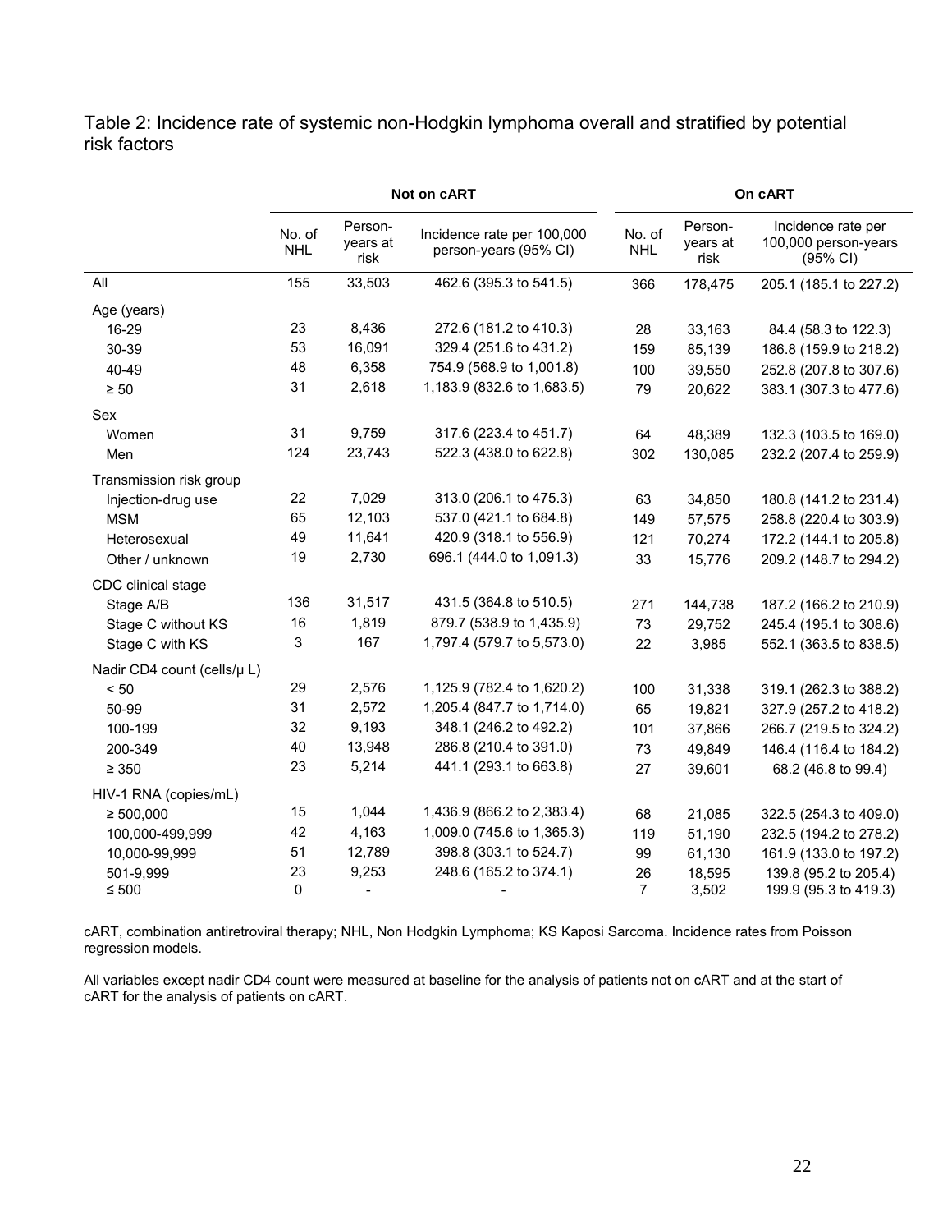Table 2: Incidence rate of systemic non-Hodgkin lymphoma overall and stratified by potential risk factors

| | Not on cART | | | On cART | | |
|---|---|---|---|---|---|---|
| | No. of NHL | Person-years at risk | Incidence rate per 100,000 person-years (95% CI) | No. of NHL | Person-years at risk | Incidence rate per 100,000 person-years (95% CI) |
| All | 155 | 33,503 | 462.6 (395.3 to 541.5) | 366 | 178,475 | 205.1 (185.1 to 227.2) |
| Age (years) | | | | | | |
| 16-29 | 23 | 8,436 | 272.6 (181.2 to 410.3) | 28 | 33,163 | 84.4 (58.3 to 122.3) |
| 30-39 | 53 | 16,091 | 329.4 (251.6 to 431.2) | 159 | 85,139 | 186.8 (159.9 to 218.2) |
| 40-49 | 48 | 6,358 | 754.9 (568.9 to 1,001.8) | 100 | 39,550 | 252.8 (207.8 to 307.6) |
| ≥ 50 | 31 | 2,618 | 1,183.9 (832.6 to 1,683.5) | 79 | 20,622 | 383.1 (307.3 to 477.6) |
| Sex | | | | | | |
| Women | 31 | 9,759 | 317.6 (223.4 to 451.7) | 64 | 48,389 | 132.3 (103.5 to 169.0) |
| Men | 124 | 23,743 | 522.3 (438.0 to 622.8) | 302 | 130,085 | 232.2 (207.4 to 259.9) |
| Transmission risk group | | | | | | |
| Injection-drug use | 22 | 7,029 | 313.0 (206.1 to 475.3) | 63 | 34,850 | 180.8 (141.2 to 231.4) |
| MSM | 65 | 12,103 | 537.0 (421.1 to 684.8) | 149 | 57,575 | 258.8 (220.4 to 303.9) |
| Heterosexual | 49 | 11,641 | 420.9 (318.1 to 556.9) | 121 | 70,274 | 172.2 (144.1 to 205.8) |
| Other / unknown | 19 | 2,730 | 696.1 (444.0 to 1,091.3) | 33 | 15,776 | 209.2 (148.7 to 294.2) |
| CDC clinical stage | | | | | | |
| Stage A/B | 136 | 31,517 | 431.5 (364.8 to 510.5) | 271 | 144,738 | 187.2 (166.2 to 210.9) |
| Stage C without KS | 16 | 1,819 | 879.7 (538.9 to 1,435.9) | 73 | 29,752 | 245.4 (195.1 to 308.6) |
| Stage C with KS | 3 | 167 | 1,797.4 (579.7 to 5,573.0) | 22 | 3,985 | 552.1 (363.5 to 838.5) |
| Nadir CD4 count (cells/μ L) | | | | | | |
| < 50 | 29 | 2,576 | 1,125.9 (782.4 to 1,620.2) | 100 | 31,338 | 319.1 (262.3 to 388.2) |
| 50-99 | 31 | 2,572 | 1,205.4 (847.7 to 1,714.0) | 65 | 19,821 | 327.9 (257.2 to 418.2) |
| 100-199 | 32 | 9,193 | 348.1 (246.2 to 492.2) | 101 | 37,866 | 266.7 (219.5 to 324.2) |
| 200-349 | 40 | 13,948 | 286.8 (210.4 to 391.0) | 73 | 49,849 | 146.4 (116.4 to 184.2) |
| ≥ 350 | 23 | 5,214 | 441.1 (293.1 to 663.8) | 27 | 39,601 | 68.2 (46.8 to 99.4) |
| HIV-1 RNA (copies/mL) | | | | | | |
| ≥ 500,000 | 15 | 1,044 | 1,436.9 (866.2 to 2,383.4) | 68 | 21,085 | 322.5 (254.3 to 409.0) |
| 100,000-499,999 | 42 | 4,163 | 1,009.0 (745.6 to 1,365.3) | 119 | 51,190 | 232.5 (194.2 to 278.2) |
| 10,000-99,999 | 51 | 12,789 | 398.8 (303.1 to 524.7) | 99 | 61,130 | 161.9 (133.0 to 197.2) |
| 501-9,999 | 23 | 9,253 | 248.6 (165.2 to 374.1) | 26 | 18,595 | 139.8 (95.2 to 205.4) |
| ≤ 500 | 0 | - | - | 7 | 3,502 | 199.9 (95.3 to 419.3) |

cART, combination antiretroviral therapy; NHL, Non Hodgkin Lymphoma; KS Kaposi Sarcoma. Incidence rates from Poisson regression models.

All variables except nadir CD4 count were measured at baseline for the analysis of patients not on cART and at the start of cART for the analysis of patients on cART.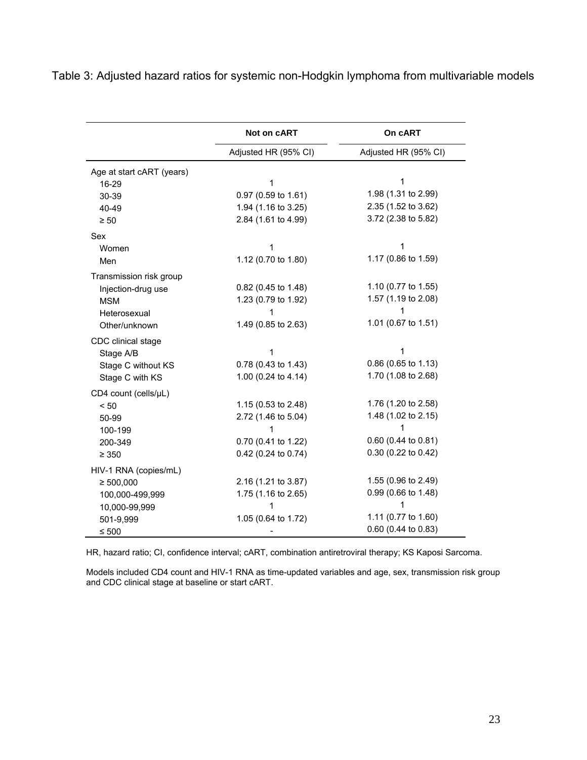Table 3: Adjusted hazard ratios for systemic non-Hodgkin lymphoma from multivariable models

| | Not on cART | On cART |
|---|---|---|
| | Adjusted HR (95% CI) | Adjusted HR (95% CI) |
| Age at start cART (years) | | |
| 16-29 | 1 | 1 |
| 30-39 | 0.97 (0.59 to 1.61) | 1.98 (1.31 to 2.99) |
| 40-49 | 1.94 (1.16 to 3.25) | 2.35 (1.52 to 3.62) |
| ≥ 50 | 2.84 (1.61 to 4.99) | 3.72 (2.38 to 5.82) |
| Sex | | |
| Women | 1 | 1 |
| Men | 1.12 (0.70 to 1.80) | 1.17 (0.86 to 1.59) |
| Transmission risk group | | |
| Injection-drug use | 0.82 (0.45 to 1.48) | 1.10 (0.77 to 1.55) |
| MSM | 1.23 (0.79 to 1.92) | 1.57 (1.19 to 2.08) |
| Heterosexual | 1 | 1 |
| Other/unknown | 1.49 (0.85 to 2.63) | 1.01 (0.67 to 1.51) |
| CDC clinical stage | | |
| Stage A/B | 1 | 1 |
| Stage C without KS | 0.78 (0.43 to 1.43) | 0.86 (0.65 to 1.13) |
| Stage C with KS | 1.00 (0.24 to 4.14) | 1.70 (1.08 to 2.68) |
| CD4 count (cells/μL) | | |
| < 50 | 1.15 (0.53 to 2.48) | 1.76 (1.20 to 2.58) |
| 50-99 | 2.72 (1.46 to 5.04) | 1.48 (1.02 to 2.15) |
| 100-199 | 1 | 1 |
| 200-349 | 0.70 (0.41 to 1.22) | 0.60 (0.44 to 0.81) |
| ≥ 350 | 0.42 (0.24 to 0.74) | 0.30 (0.22 to 0.42) |
| HIV-1 RNA (copies/mL) | | |
| ≥ 500,000 | 2.16 (1.21 to 3.87) | 1.55 (0.96 to 2.49) |
| 100,000-499,999 | 1.75 (1.16 to 2.65) | 0.99 (0.66 to 1.48) |
| 10,000-99,999 | 1 | 1 |
| 501-9,999 | 1.05 (0.64 to 1.72) | 1.11 (0.77 to 1.60) |
| ≤ 500 | - | 0.60 (0.44 to 0.83) |

HR, hazard ratio; CI, confidence interval; cART, combination antiretroviral therapy; KS Kaposi Sarcoma.

Models included CD4 count and HIV-1 RNA as time-updated variables and age, sex, transmission risk group and CDC clinical stage at baseline or start cART.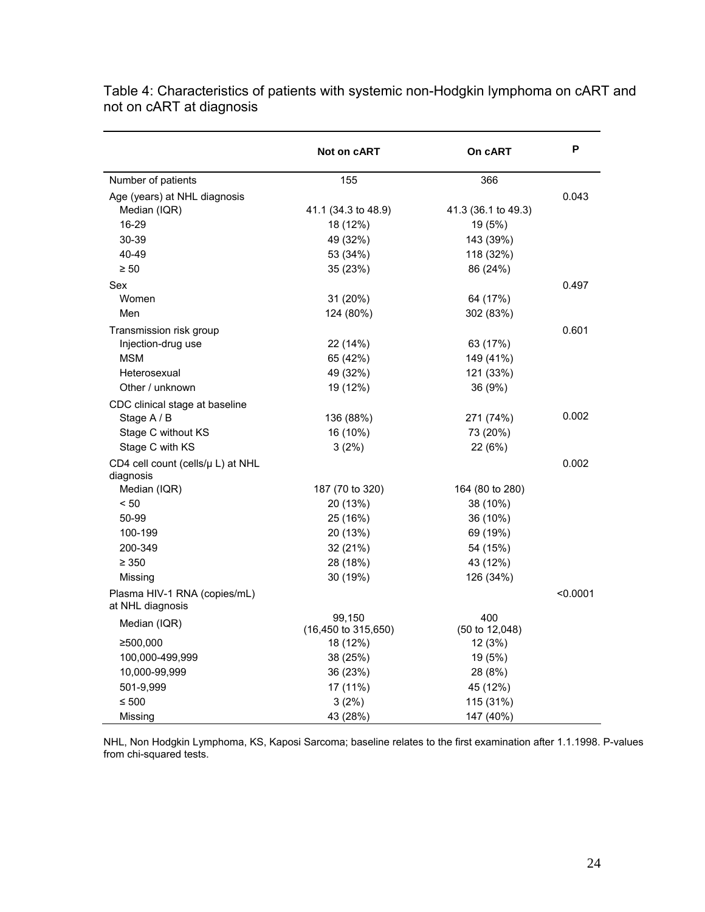Table 4: Characteristics of patients with systemic non-Hodgkin lymphoma on cART and not on cART at diagnosis

| | Not on cART | On cART | P |
|---|---|---|---|
| Number of patients | 155 | 366 | |
| Age (years) at NHL diagnosis | | | 0.043 |
| Median (IQR) | 41.1 (34.3 to 48.9) | 41.3 (36.1 to 49.3) | |
| 16-29 | 18 (12%) | 19 (5%) | |
| 30-39 | 49 (32%) | 143 (39%) | |
| 40-49 | 53 (34%) | 118 (32%) | |
| ≥ 50 | 35 (23%) | 86 (24%) | |
| Sex | | | 0.497 |
| Women | 31 (20%) | 64 (17%) | |
| Men | 124 (80%) | 302 (83%) | |
| Transmission risk group | | | 0.601 |
| Injection-drug use | 22 (14%) | 63 (17%) | |
| MSM | 65 (42%) | 149 (41%) | |
| Heterosexual | 49 (32%) | 121 (33%) | |
| Other / unknown | 19 (12%) | 36 (9%) | |
| CDC clinical stage at baseline | | | |
| Stage A / B | 136 (88%) | 271 (74%) | 0.002 |
| Stage C without KS | 16 (10%) | 73 (20%) | |
| Stage C with KS | 3 (2%) | 22 (6%) | |
| CD4 cell count (cells/μ L) at NHL diagnosis | | | 0.002 |
| Median (IQR) | 187 (70 to 320) | 164 (80 to 280) | |
| < 50 | 20 (13%) | 38 (10%) | |
| 50-99 | 25 (16%) | 36 (10%) | |
| 100-199 | 20 (13%) | 69 (19%) | |
| 200-349 | 32 (21%) | 54 (15%) | |
| ≥ 350 | 28 (18%) | 43 (12%) | |
| Missing | 30 (19%) | 126 (34%) | |
| Plasma HIV-1 RNA (copies/mL) at NHL diagnosis | | | <0.0001 |
| Median (IQR) | 99,150 (16,450 to 315,650) | 400 (50 to 12,048) | |
| ≥500,000 | 18 (12%) | 12 (3%) | |
| 100,000-499,999 | 38 (25%) | 19 (5%) | |
| 10,000-99,999 | 36 (23%) | 28 (8%) | |
| 501-9,999 | 17 (11%) | 45 (12%) | |
| ≤ 500 | 3 (2%) | 115 (31%) | |
| Missing | 43 (28%) | 147 (40%) | |

NHL, Non Hodgkin Lymphoma, KS, Kaposi Sarcoma; baseline relates to the first examination after 1.1.1998. P-values from chi-squared tests.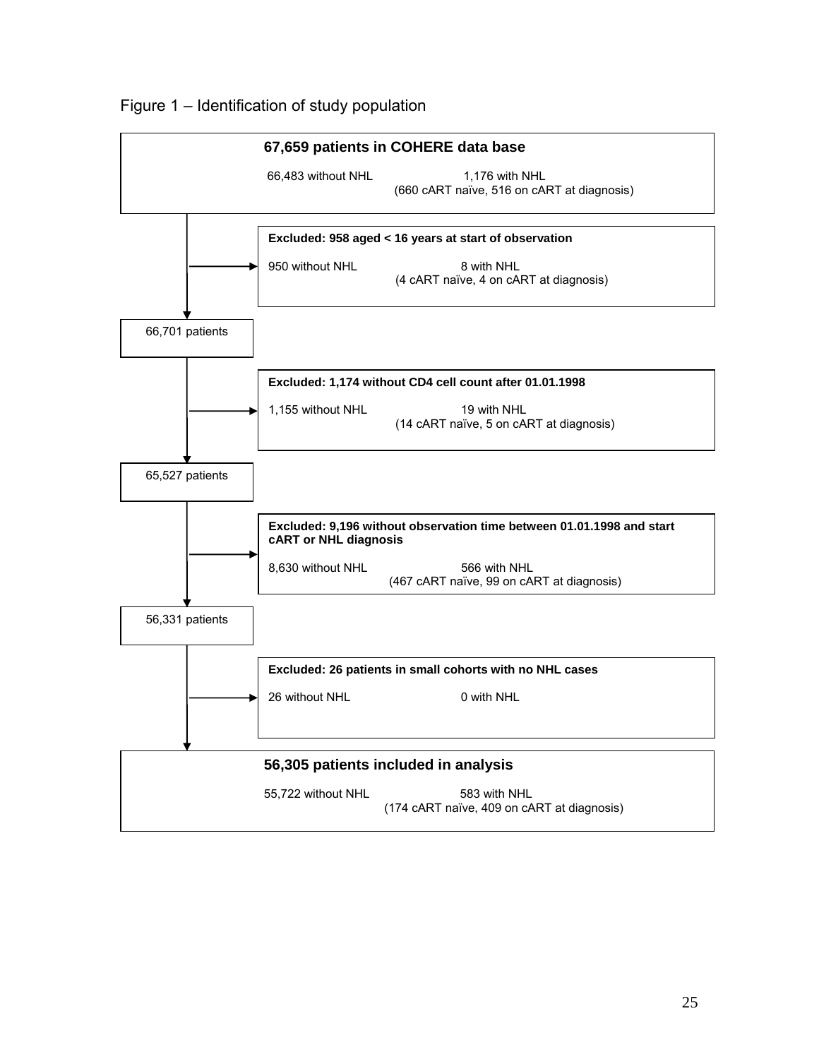Figure 1 – Identification of study population

**67,659 patients in COHERE data base**

66,483 without NHL — 1,176 with NHL (660 cART naïve, 516 on cART at diagnosis)

**Excluded: 958 aged < 16 years at start of observation**

950 without NHL — 8 with NHL (4 cART naïve, 4 on cART at diagnosis)

66,701 patients

**Excluded: 1,174 without CD4 cell count after 01.01.1998**

1,155 without NHL — 19 with NHL (14 cART naïve, 5 on cART at diagnosis)

65,527 patients

**Excluded: 9,196 without observation time between 01.01.1998 and start cART or NHL diagnosis**

8,630 without NHL — 566 with NHL (467 cART naïve, 99 on cART at diagnosis)

56,331 patients

**Excluded: 26 patients in small cohorts with no NHL cases**

26 without NHL — 0 with NHL

**56,305 patients included in analysis**

55,722 without NHL — 583 with NHL (174 cART naïve, 409 on cART at diagnosis)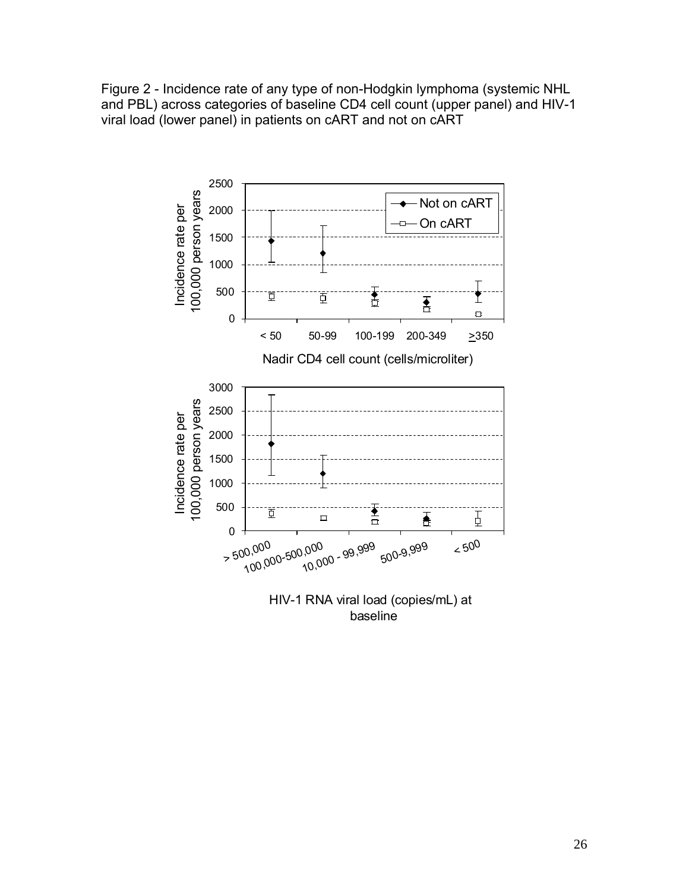Figure 2 - Incidence rate of any type of non-Hodgkin lymphoma (systemic NHL and PBL) across categories of baseline CD4 cell count (upper panel) and HIV-1 viral load (lower panel) in patients on cART and not on cART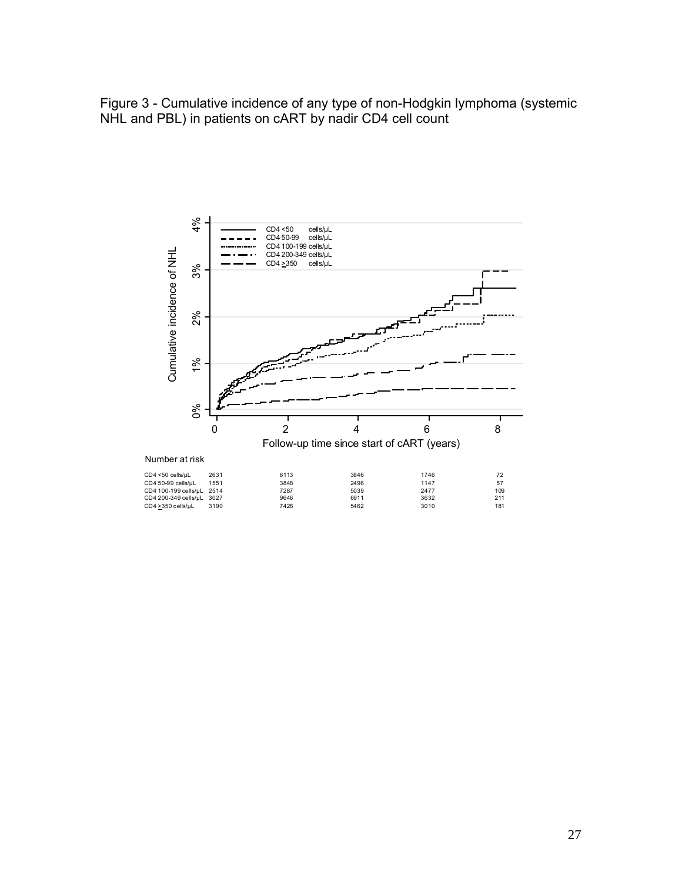Figure 3 - Cumulative incidence of any type of non-Hodgkin lymphoma (systemic NHL and PBL) in patients on cART by nadir CD4 cell count

Number at risk

| | 0 | 2 | 4 | 6 | 8 |
|---|---|---|---|---|---|
| CD4 <50 cells/μL | 2631 | 6113 | 3846 | 1746 | 72 |
| CD4 50-99 cells/μL | 1551 | 3848 | 2496 | 1147 | 57 |
| CD4 100-199 cells/μL | 2514 | 7287 | 5039 | 2477 | 109 |
| CD4 200-349 cells/μL | 3027 | 9646 | 6911 | 3632 | 211 |
| CD4 ≥350 cells/μL | 3190 | 7428 | 5462 | 3010 | 181 |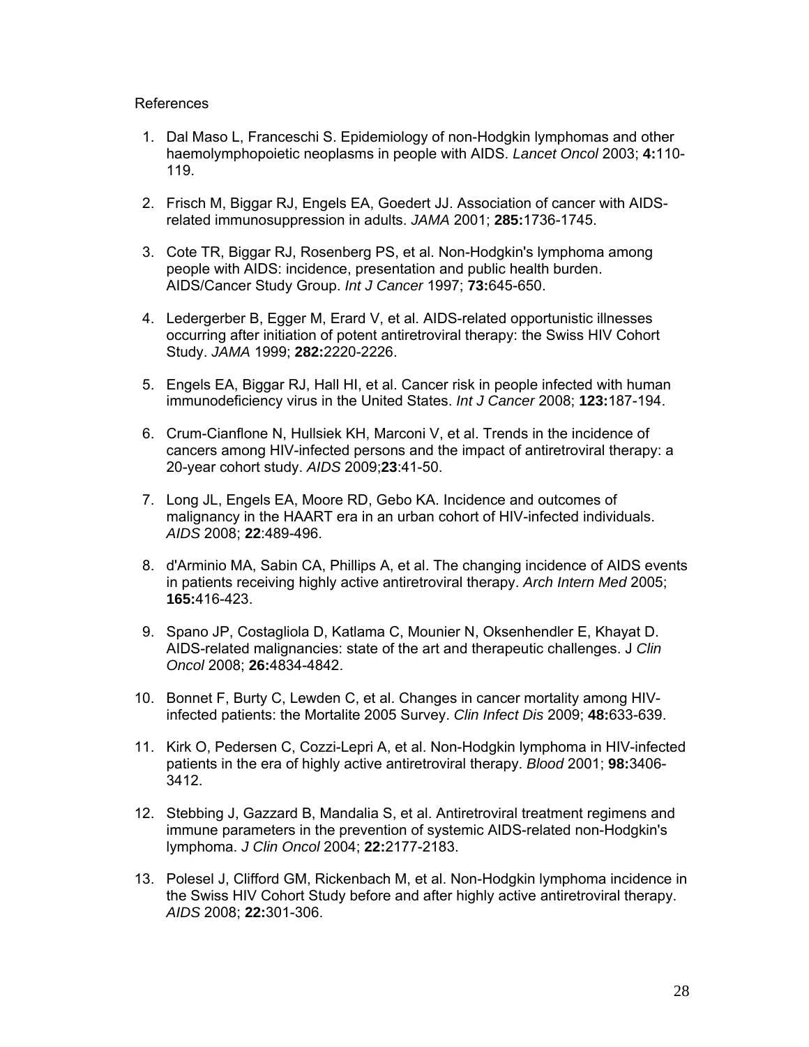References

1. Dal Maso L, Franceschi S. Epidemiology of non-Hodgkin lymphomas and other haemolymphopoietic neoplasms in people with AIDS. *Lancet Oncol* 2003; **4:**110-119.

2. Frisch M, Biggar RJ, Engels EA, Goedert JJ. Association of cancer with AIDS-related immunosuppression in adults. *JAMA* 2001; **285:**1736-1745.

3. Cote TR, Biggar RJ, Rosenberg PS, et al. Non-Hodgkin's lymphoma among people with AIDS: incidence, presentation and public health burden. AIDS/Cancer Study Group. *Int J Cancer* 1997; **73:**645-650.

4. Ledergerber B, Egger M, Erard V, et al. AIDS-related opportunistic illnesses occurring after initiation of potent antiretroviral therapy: the Swiss HIV Cohort Study. *JAMA* 1999; **282:**2220-2226.

5. Engels EA, Biggar RJ, Hall HI, et al. Cancer risk in people infected with human immunodeficiency virus in the United States. *Int J Cancer* 2008; **123:**187-194.

6. Crum-Cianflone N, Hullsiek KH, Marconi V, et al. Trends in the incidence of cancers among HIV-infected persons and the impact of antiretroviral therapy: a 20-year cohort study. *AIDS* 2009;**23**:41-50.

7. Long JL, Engels EA, Moore RD, Gebo KA. Incidence and outcomes of malignancy in the HAART era in an urban cohort of HIV-infected individuals. *AIDS* 2008; **22**:489-496.

8. d'Arminio MA, Sabin CA, Phillips A, et al. The changing incidence of AIDS events in patients receiving highly active antiretroviral therapy. *Arch Intern Med* 2005; **165:**416-423.

9. Spano JP, Costagliola D, Katlama C, Mounier N, Oksenhendler E, Khayat D. AIDS-related malignancies: state of the art and therapeutic challenges. J *Clin Oncol* 2008; **26:**4834-4842.

10. Bonnet F, Burty C, Lewden C, et al. Changes in cancer mortality among HIV-infected patients: the Mortalite 2005 Survey. *Clin Infect Dis* 2009; **48:**633-639.

11. Kirk O, Pedersen C, Cozzi-Lepri A, et al. Non-Hodgkin lymphoma in HIV-infected patients in the era of highly active antiretroviral therapy. *Blood* 2001; **98:**3406-3412.

12. Stebbing J, Gazzard B, Mandalia S, et al. Antiretroviral treatment regimens and immune parameters in the prevention of systemic AIDS-related non-Hodgkin's lymphoma. *J Clin Oncol* 2004; **22:**2177-2183.

13. Polesel J, Clifford GM, Rickenbach M, et al. Non-Hodgkin lymphoma incidence in the Swiss HIV Cohort Study before and after highly active antiretroviral therapy. *AIDS* 2008; **22:**301-306.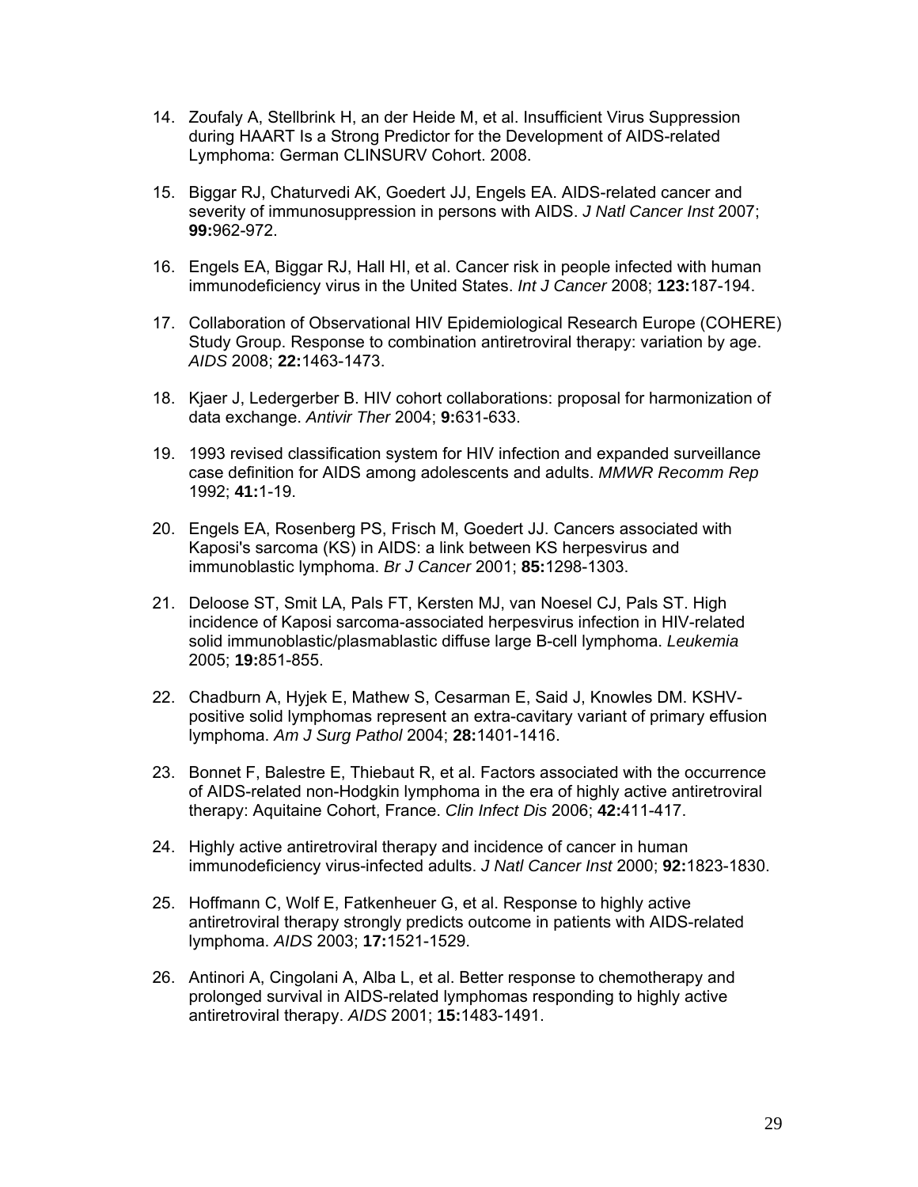14. Zoufaly A, Stellbrink H, an der Heide M, et al. Insufficient Virus Suppression during HAART Is a Strong Predictor for the Development of AIDS-related Lymphoma: German CLINSURV Cohort. 2008.

15. Biggar RJ, Chaturvedi AK, Goedert JJ, Engels EA. AIDS-related cancer and severity of immunosuppression in persons with AIDS. *J Natl Cancer Inst* 2007; **99:**962-972.

16. Engels EA, Biggar RJ, Hall HI, et al. Cancer risk in people infected with human immunodeficiency virus in the United States. *Int J Cancer* 2008; **123:**187-194.

17. Collaboration of Observational HIV Epidemiological Research Europe (COHERE) Study Group. Response to combination antiretroviral therapy: variation by age. *AIDS* 2008; **22:**1463-1473.

18. Kjaer J, Ledergerber B. HIV cohort collaborations: proposal for harmonization of data exchange. *Antivir Ther* 2004; **9:**631-633.

19. 1993 revised classification system for HIV infection and expanded surveillance case definition for AIDS among adolescents and adults. *MMWR Recomm Rep* 1992; **41:**1-19.

20. Engels EA, Rosenberg PS, Frisch M, Goedert JJ. Cancers associated with Kaposi's sarcoma (KS) in AIDS: a link between KS herpesvirus and immunoblastic lymphoma. *Br J Cancer* 2001; **85:**1298-1303.

21. Deloose ST, Smit LA, Pals FT, Kersten MJ, van Noesel CJ, Pals ST. High incidence of Kaposi sarcoma-associated herpesvirus infection in HIV-related solid immunoblastic/plasmablastic diffuse large B-cell lymphoma. *Leukemia* 2005; **19:**851-855.

22. Chadburn A, Hyjek E, Mathew S, Cesarman E, Said J, Knowles DM. KSHV-positive solid lymphomas represent an extra-cavitary variant of primary effusion lymphoma. *Am J Surg Pathol* 2004; **28:**1401-1416.

23. Bonnet F, Balestre E, Thiebaut R, et al. Factors associated with the occurrence of AIDS-related non-Hodgkin lymphoma in the era of highly active antiretroviral therapy: Aquitaine Cohort, France. *Clin Infect Dis* 2006; **42:**411-417.

24. Highly active antiretroviral therapy and incidence of cancer in human immunodeficiency virus-infected adults. *J Natl Cancer Inst* 2000; **92:**1823-1830.

25. Hoffmann C, Wolf E, Fatkenheuer G, et al. Response to highly active antiretroviral therapy strongly predicts outcome in patients with AIDS-related lymphoma. *AIDS* 2003; **17:**1521-1529.

26. Antinori A, Cingolani A, Alba L, et al. Better response to chemotherapy and prolonged survival in AIDS-related lymphomas responding to highly active antiretroviral therapy. *AIDS* 2001; **15:**1483-1491.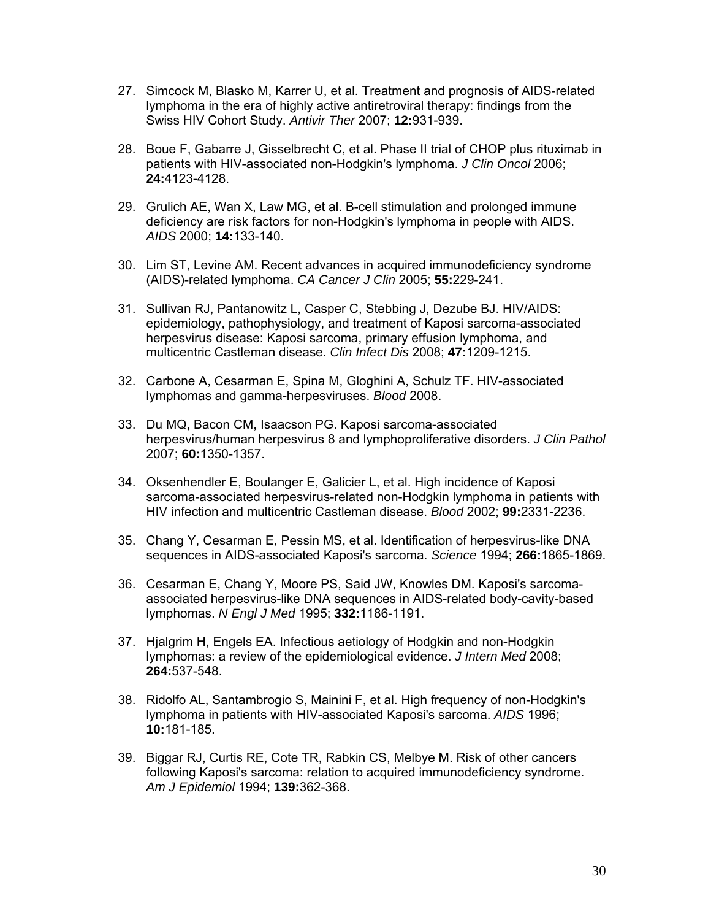27. Simcock M, Blasko M, Karrer U, et al. Treatment and prognosis of AIDS-related lymphoma in the era of highly active antiretroviral therapy: findings from the Swiss HIV Cohort Study. *Antivir Ther* 2007; **12:**931-939.

28. Boue F, Gabarre J, Gisselbrecht C, et al. Phase II trial of CHOP plus rituximab in patients with HIV-associated non-Hodgkin's lymphoma. *J Clin Oncol* 2006; **24:**4123-4128.

29. Grulich AE, Wan X, Law MG, et al. B-cell stimulation and prolonged immune deficiency are risk factors for non-Hodgkin's lymphoma in people with AIDS. *AIDS* 2000; **14:**133-140.

30. Lim ST, Levine AM. Recent advances in acquired immunodeficiency syndrome (AIDS)-related lymphoma. *CA Cancer J Clin* 2005; **55:**229-241.

31. Sullivan RJ, Pantanowitz L, Casper C, Stebbing J, Dezube BJ. HIV/AIDS: epidemiology, pathophysiology, and treatment of Kaposi sarcoma-associated herpesvirus disease: Kaposi sarcoma, primary effusion lymphoma, and multicentric Castleman disease. *Clin Infect Dis* 2008; **47:**1209-1215.

32. Carbone A, Cesarman E, Spina M, Gloghini A, Schulz TF. HIV-associated lymphomas and gamma-herpesviruses. *Blood* 2008.

33. Du MQ, Bacon CM, Isaacson PG. Kaposi sarcoma-associated herpesvirus/human herpesvirus 8 and lymphoproliferative disorders. *J Clin Pathol* 2007; **60:**1350-1357.

34. Oksenhendler E, Boulanger E, Galicier L, et al. High incidence of Kaposi sarcoma-associated herpesvirus-related non-Hodgkin lymphoma in patients with HIV infection and multicentric Castleman disease. *Blood* 2002; **99:**2331-2236.

35. Chang Y, Cesarman E, Pessin MS, et al. Identification of herpesvirus-like DNA sequences in AIDS-associated Kaposi's sarcoma. *Science* 1994; **266:**1865-1869.

36. Cesarman E, Chang Y, Moore PS, Said JW, Knowles DM. Kaposi's sarcoma-associated herpesvirus-like DNA sequences in AIDS-related body-cavity-based lymphomas. *N Engl J Med* 1995; **332:**1186-1191.

37. Hjalgrim H, Engels EA. Infectious aetiology of Hodgkin and non-Hodgkin lymphomas: a review of the epidemiological evidence. *J Intern Med* 2008; **264:**537-548.

38. Ridolfo AL, Santambrogio S, Mainini F, et al. High frequency of non-Hodgkin's lymphoma in patients with HIV-associated Kaposi's sarcoma. *AIDS* 1996; **10:**181-185.

39. Biggar RJ, Curtis RE, Cote TR, Rabkin CS, Melbye M. Risk of other cancers following Kaposi's sarcoma: relation to acquired immunodeficiency syndrome. *Am J Epidemiol* 1994; **139:**362-368.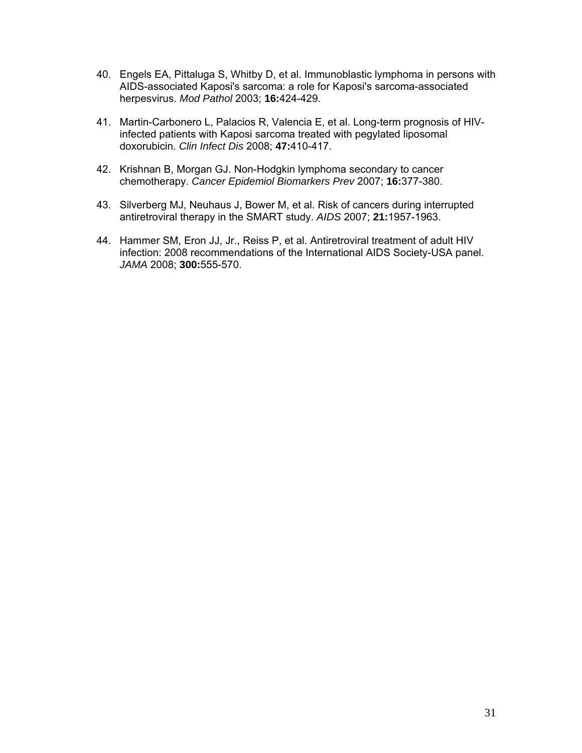40. Engels EA, Pittaluga S, Whitby D, et al. Immunoblastic lymphoma in persons with AIDS-associated Kaposi's sarcoma: a role for Kaposi's sarcoma-associated herpesvirus. *Mod Pathol* 2003; **16:**424-429.

41. Martin-Carbonero L, Palacios R, Valencia E, et al. Long-term prognosis of HIV-infected patients with Kaposi sarcoma treated with pegylated liposomal doxorubicin. *Clin Infect Dis* 2008; **47:**410-417.

42. Krishnan B, Morgan GJ. Non-Hodgkin lymphoma secondary to cancer chemotherapy. *Cancer Epidemiol Biomarkers Prev* 2007; **16:**377-380.

43. Silverberg MJ, Neuhaus J, Bower M, et al. Risk of cancers during interrupted antiretroviral therapy in the SMART study. *AIDS* 2007; **21:**1957-1963.

44. Hammer SM, Eron JJ, Jr., Reiss P, et al. Antiretroviral treatment of adult HIV infection: 2008 recommendations of the International AIDS Society-USA panel. *JAMA* 2008; **300:**555-570.